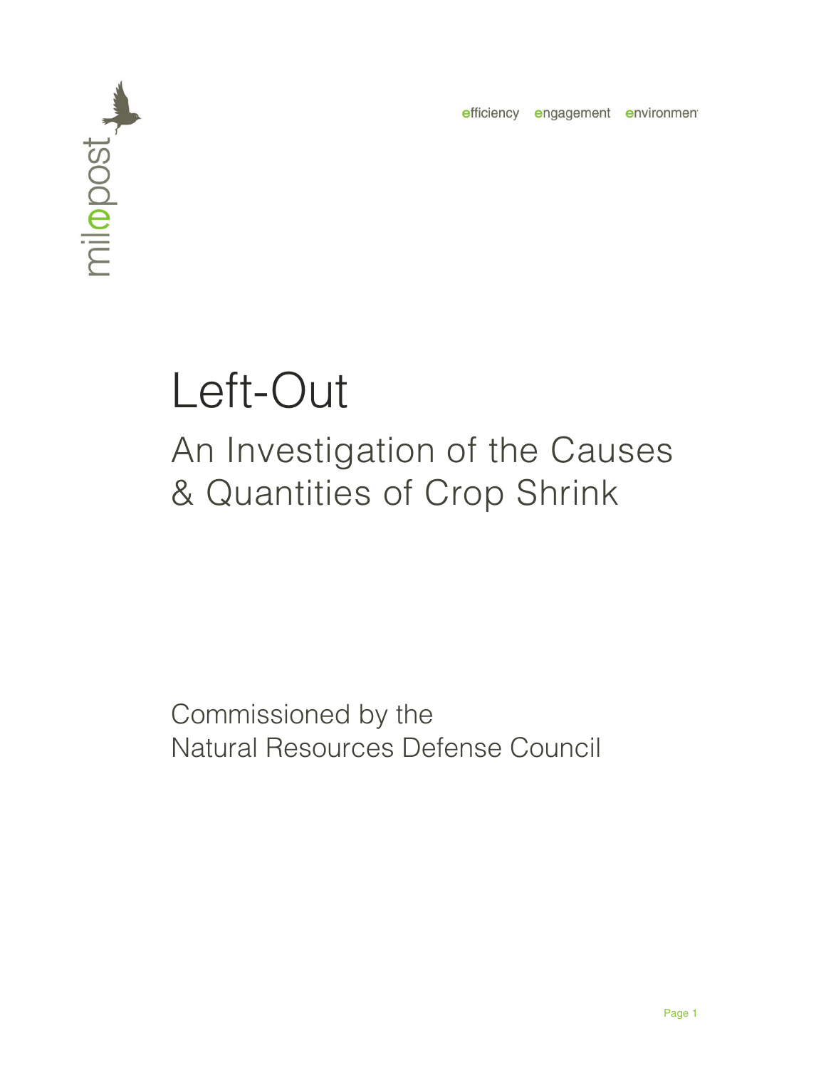milepost

efficiency engagement environment

# Left-Out

## An Investigation of the Causes & Quantities of Crop Shrink

Commissioned by the
Natural Resources Defense Council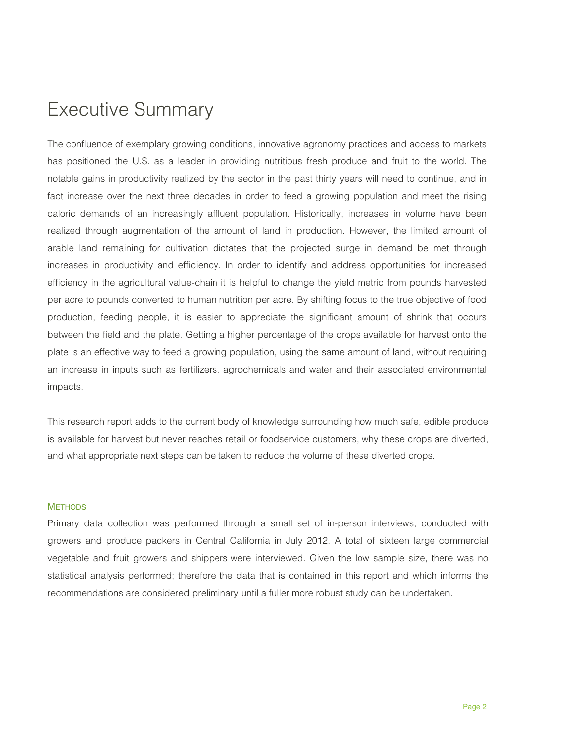# Executive Summary

The confluence of exemplary growing conditions, innovative agronomy practices and access to markets has positioned the U.S. as a leader in providing nutritious fresh produce and fruit to the world. The notable gains in productivity realized by the sector in the past thirty years will need to continue, and in fact increase over the next three decades in order to feed a growing population and meet the rising caloric demands of an increasingly affluent population. Historically, increases in volume have been realized through augmentation of the amount of land in production. However, the limited amount of arable land remaining for cultivation dictates that the projected surge in demand be met through increases in productivity and efficiency. In order to identify and address opportunities for increased efficiency in the agricultural value-chain it is helpful to change the yield metric from pounds harvested per acre to pounds converted to human nutrition per acre. By shifting focus to the true objective of food production, feeding people, it is easier to appreciate the significant amount of shrink that occurs between the field and the plate. Getting a higher percentage of the crops available for harvest onto the plate is an effective way to feed a growing population, using the same amount of land, without requiring an increase in inputs such as fertilizers, agrochemicals and water and their associated environmental impacts.

This research report adds to the current body of knowledge surrounding how much safe, edible produce is available for harvest but never reaches retail or foodservice customers, why these crops are diverted, and what appropriate next steps can be taken to reduce the volume of these diverted crops.

### Methods

Primary data collection was performed through a small set of in-person interviews, conducted with growers and produce packers in Central California in July 2012. A total of sixteen large commercial vegetable and fruit growers and shippers were interviewed. Given the low sample size, there was no statistical analysis performed; therefore the data that is contained in this report and which informs the recommendations are considered preliminary until a fuller more robust study can be undertaken.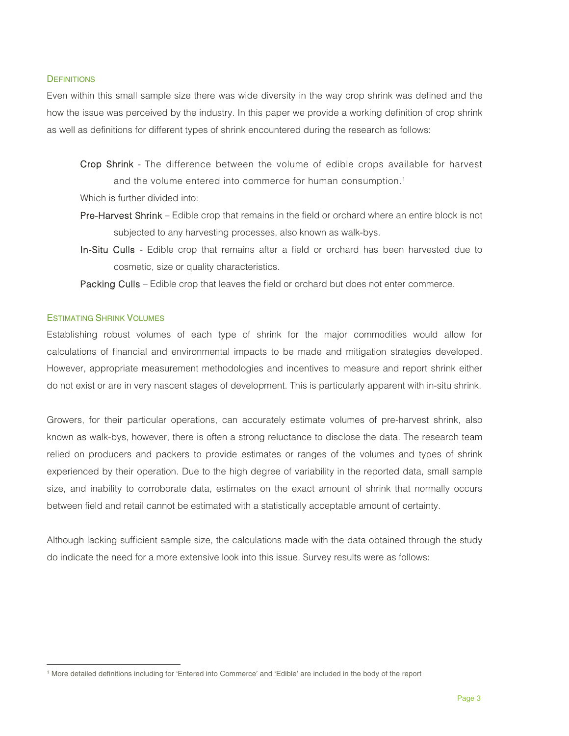## Definitions

Even within this small sample size there was wide diversity in the way crop shrink was defined and the how the issue was perceived by the industry. In this paper we provide a working definition of crop shrink as well as definitions for different types of shrink encountered during the research as follows:

**Crop Shrink** - The difference between the volume of edible crops available for harvest and the volume entered into commerce for human consumption.[1]

Which is further divided into:

**Pre-Harvest Shrink** – Edible crop that remains in the field or orchard where an entire block is not subjected to any harvesting processes, also known as walk-bys.

**In-Situ Culls** - Edible crop that remains after a field or orchard has been harvested due to cosmetic, size or quality characteristics.

**Packing Culls** – Edible crop that leaves the field or orchard but does not enter commerce.

## Estimating Shrink Volumes

Establishing robust volumes of each type of shrink for the major commodities would allow for calculations of financial and environmental impacts to be made and mitigation strategies developed. However, appropriate measurement methodologies and incentives to measure and report shrink either do not exist or are in very nascent stages of development. This is particularly apparent with in-situ shrink.

Growers, for their particular operations, can accurately estimate volumes of pre-harvest shrink, also known as walk-bys, however, there is often a strong reluctance to disclose the data. The research team relied on producers and packers to provide estimates or ranges of the volumes and types of shrink experienced by their operation. Due to the high degree of variability in the reported data, small sample size, and inability to corroborate data, estimates on the exact amount of shrink that normally occurs between field and retail cannot be estimated with a statistically acceptable amount of certainty.

Although lacking sufficient sample size, the calculations made with the data obtained through the study do indicate the need for a more extensive look into this issue. Survey results were as follows:

[1] More detailed definitions including for 'Entered into Commerce' and 'Edible' are included in the body of the report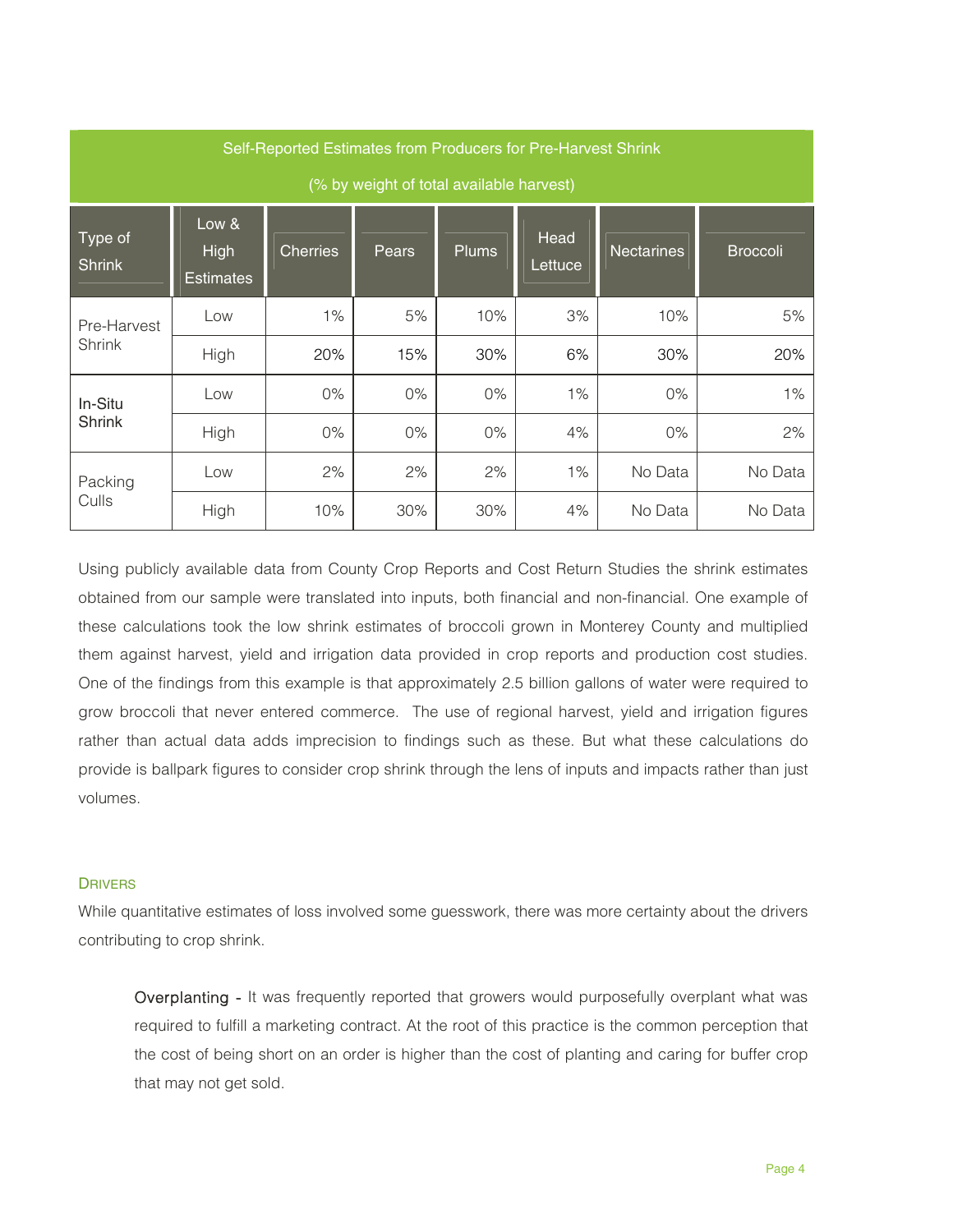| Self-Reported Estimates from Producers for Pre-Harvest Shrink (% by weight of total available harvest) | | | | | | | |
|---|---|---|---|---|---|---|---|
| Type of Shrink | Low & High Estimates | Cherries | Pears | Plums | Head Lettuce | Nectarines | Broccoli |
| Pre-Harvest Shrink | Low | 1% | 5% | 10% | 3% | 10% | 5% |
| | High | 20% | 15% | 30% | 6% | 30% | 20% |
| In-Situ Shrink | Low | 0% | 0% | 0% | 1% | 0% | 1% |
| | High | 0% | 0% | 0% | 4% | 0% | 2% |
| Packing Culls | Low | 2% | 2% | 2% | 1% | No Data | No Data |
| | High | 10% | 30% | 30% | 4% | No Data | No Data |

Using publicly available data from County Crop Reports and Cost Return Studies the shrink estimates obtained from our sample were translated into inputs, both financial and non-financial. One example of these calculations took the low shrink estimates of broccoli grown in Monterey County and multiplied them against harvest, yield and irrigation data provided in crop reports and production cost studies. One of the findings from this example is that approximately 2.5 billion gallons of water were required to grow broccoli that never entered commerce. The use of regional harvest, yield and irrigation figures rather than actual data adds imprecision to findings such as these. But what these calculations do provide is ballpark figures to consider crop shrink through the lens of inputs and impacts rather than just volumes.

## Drivers

While quantitative estimates of loss involved some guesswork, there was more certainty about the drivers contributing to crop shrink.

> **Overplanting -** It was frequently reported that growers would purposefully overplant what was required to fulfill a marketing contract. At the root of this practice is the common perception that the cost of being short on an order is higher than the cost of planting and caring for buffer crop that may not get sold.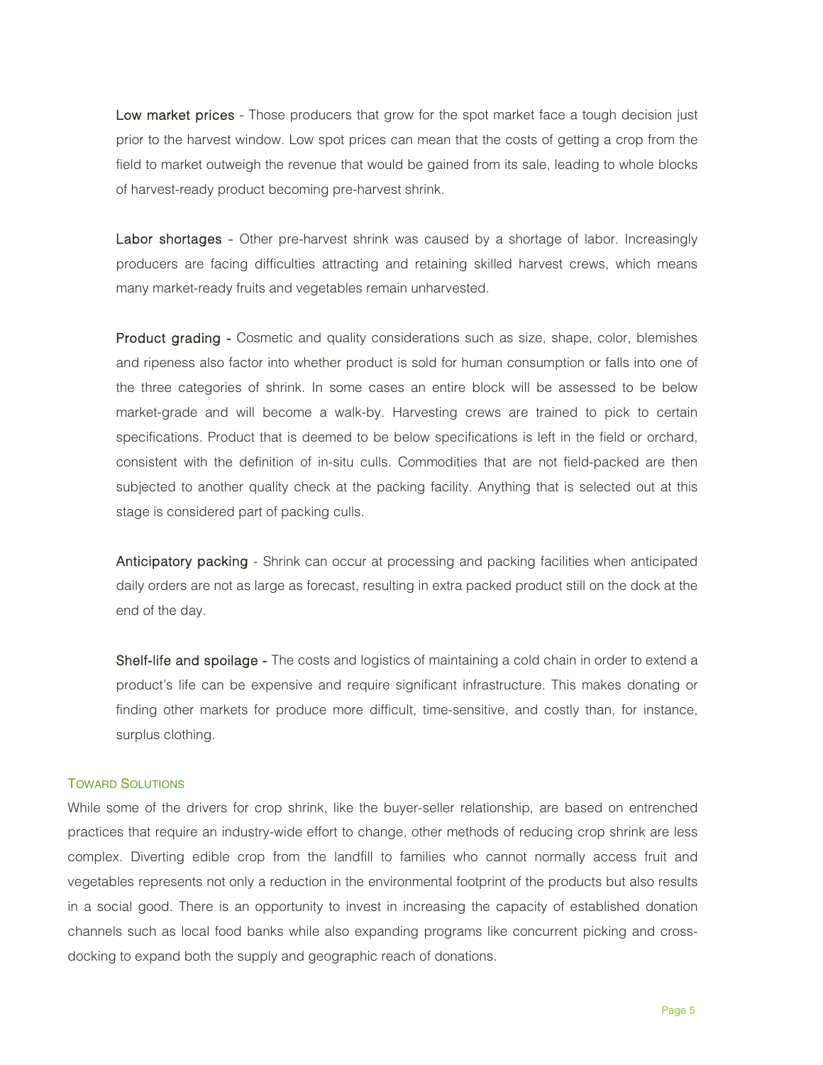**Low market prices** - Those producers that grow for the spot market face a tough decision just prior to the harvest window. Low spot prices can mean that the costs of getting a crop from the field to market outweigh the revenue that would be gained from its sale, leading to whole blocks of harvest-ready product becoming pre-harvest shrink.

**Labor shortages** - Other pre-harvest shrink was caused by a shortage of labor. Increasingly producers are facing difficulties attracting and retaining skilled harvest crews, which means many market-ready fruits and vegetables remain unharvested.

**Product grading** - Cosmetic and quality considerations such as size, shape, color, blemishes and ripeness also factor into whether product is sold for human consumption or falls into one of the three categories of shrink. In some cases an entire block will be assessed to be below market-grade and will become a walk-by. Harvesting crews are trained to pick to certain specifications. Product that is deemed to be below specifications is left in the field or orchard, consistent with the definition of in-situ culls. Commodities that are not field-packed are then subjected to another quality check at the packing facility. Anything that is selected out at this stage is considered part of packing culls.

**Anticipatory packing** - Shrink can occur at processing and packing facilities when anticipated daily orders are not as large as forecast, resulting in extra packed product still on the dock at the end of the day.

**Shelf-life and spoilage** - The costs and logistics of maintaining a cold chain in order to extend a product's life can be expensive and require significant infrastructure. This makes donating or finding other markets for produce more difficult, time-sensitive, and costly than, for instance, surplus clothing.

## Toward Solutions

While some of the drivers for crop shrink, like the buyer-seller relationship, are based on entrenched practices that require an industry-wide effort to change, other methods of reducing crop shrink are less complex. Diverting edible crop from the landfill to families who cannot normally access fruit and vegetables represents not only a reduction in the environmental footprint of the products but also results in a social good. There is an opportunity to invest in increasing the capacity of established donation channels such as local food banks while also expanding programs like concurrent picking and cross-docking to expand both the supply and geographic reach of donations.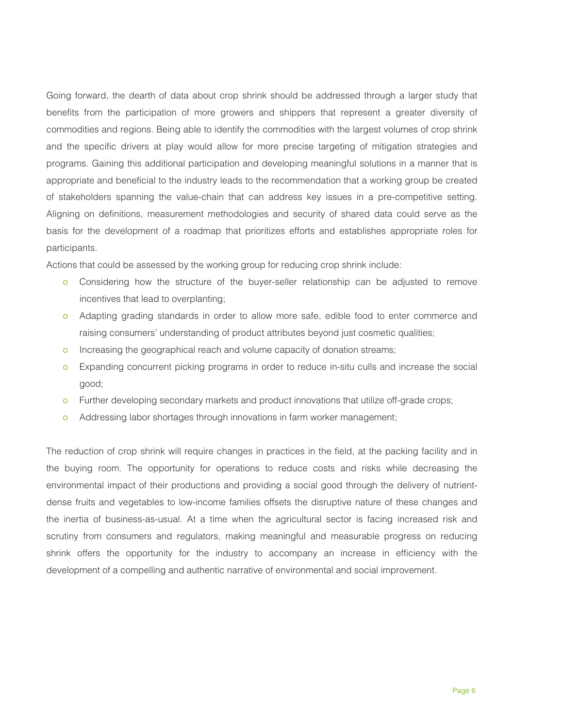Going forward, the dearth of data about crop shrink should be addressed through a larger study that benefits from the participation of more growers and shippers that represent a greater diversity of commodities and regions. Being able to identify the commodities with the largest volumes of crop shrink and the specific drivers at play would allow for more precise targeting of mitigation strategies and programs. Gaining this additional participation and developing meaningful solutions in a manner that is appropriate and beneficial to the industry leads to the recommendation that a working group be created of stakeholders spanning the value-chain that can address key issues in a pre-competitive setting. Aligning on definitions, measurement methodologies and security of shared data could serve as the basis for the development of a roadmap that prioritizes efforts and establishes appropriate roles for participants.

Actions that could be assessed by the working group for reducing crop shrink include:

- Considering how the structure of the buyer-seller relationship can be adjusted to remove incentives that lead to overplanting;
- Adapting grading standards in order to allow more safe, edible food to enter commerce and raising consumers' understanding of product attributes beyond just cosmetic qualities;
- Increasing the geographical reach and volume capacity of donation streams;
- Expanding concurrent picking programs in order to reduce in-situ culls and increase the social good;
- Further developing secondary markets and product innovations that utilize off-grade crops;
- Addressing labor shortages through innovations in farm worker management;

The reduction of crop shrink will require changes in practices in the field, at the packing facility and in the buying room. The opportunity for operations to reduce costs and risks while decreasing the environmental impact of their productions and providing a social good through the delivery of nutrient-dense fruits and vegetables to low-income families offsets the disruptive nature of these changes and the inertia of business-as-usual. At a time when the agricultural sector is facing increased risk and scrutiny from consumers and regulators, making meaningful and measurable progress on reducing shrink offers the opportunity for the industry to accompany an increase in efficiency with the development of a compelling and authentic narrative of environmental and social improvement.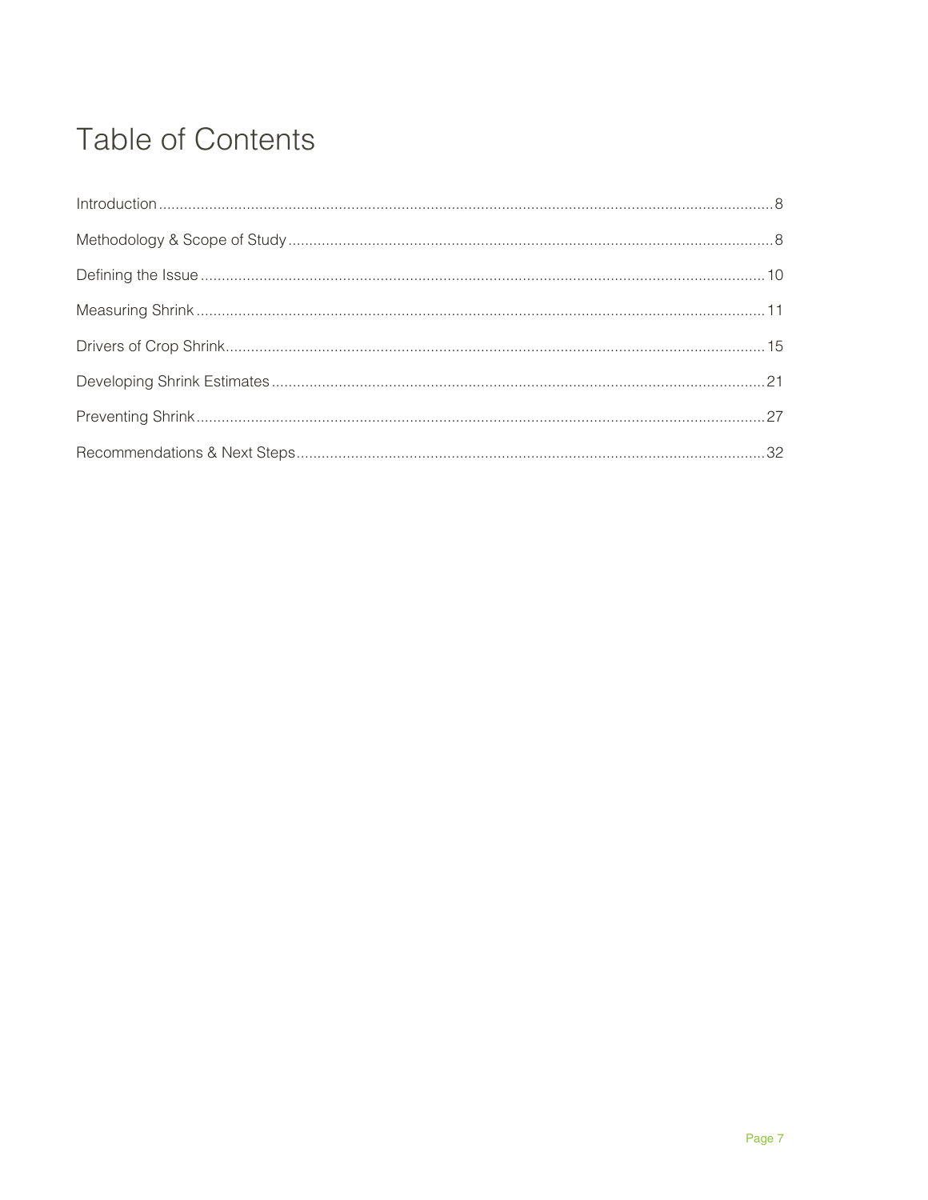# Table of Contents

Introduction........................................................................8

Methodology & Scope of Study........................................................8

Defining the Issue.................................................................10

Measuring Shrink...................................................................11

Drivers of Crop Shrink.............................................................15

Developing Shrink Estimates........................................................21

Preventing Shrink..................................................................27

Recommendations & Next Steps.......................................................32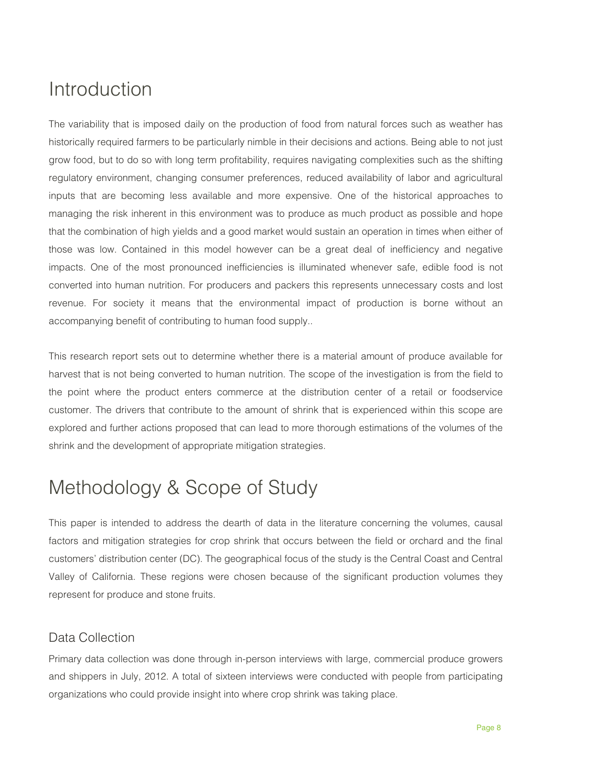# Introduction

The variability that is imposed daily on the production of food from natural forces such as weather has historically required farmers to be particularly nimble in their decisions and actions. Being able to not just grow food, but to do so with long term profitability, requires navigating complexities such as the shifting regulatory environment, changing consumer preferences, reduced availability of labor and agricultural inputs that are becoming less available and more expensive. One of the historical approaches to managing the risk inherent in this environment was to produce as much product as possible and hope that the combination of high yields and a good market would sustain an operation in times when either of those was low. Contained in this model however can be a great deal of inefficiency and negative impacts. One of the most pronounced inefficiencies is illuminated whenever safe, edible food is not converted into human nutrition. For producers and packers this represents unnecessary costs and lost revenue. For society it means that the environmental impact of production is borne without an accompanying benefit of contributing to human food supply..

This research report sets out to determine whether there is a material amount of produce available for harvest that is not being converted to human nutrition. The scope of the investigation is from the field to the point where the product enters commerce at the distribution center of a retail or foodservice customer. The drivers that contribute to the amount of shrink that is experienced within this scope are explored and further actions proposed that can lead to more thorough estimations of the volumes of the shrink and the development of appropriate mitigation strategies.

# Methodology & Scope of Study

This paper is intended to address the dearth of data in the literature concerning the volumes, causal factors and mitigation strategies for crop shrink that occurs between the field or orchard and the final customers' distribution center (DC). The geographical focus of the study is the Central Coast and Central Valley of California. These regions were chosen because of the significant production volumes they represent for produce and stone fruits.

## Data Collection

Primary data collection was done through in-person interviews with large, commercial produce growers and shippers in July, 2012. A total of sixteen interviews were conducted with people from participating organizations who could provide insight into where crop shrink was taking place.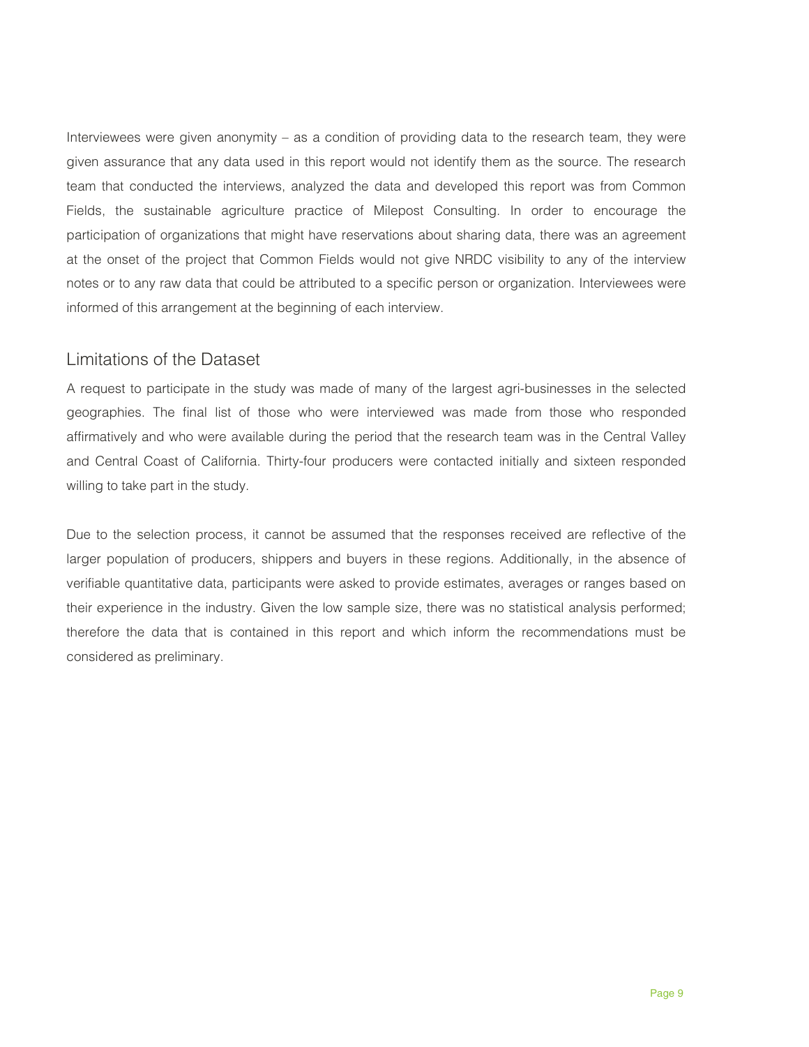Interviewees were given anonymity – as a condition of providing data to the research team, they were given assurance that any data used in this report would not identify them as the source. The research team that conducted the interviews, analyzed the data and developed this report was from Common Fields, the sustainable agriculture practice of Milepost Consulting. In order to encourage the participation of organizations that might have reservations about sharing data, there was an agreement at the onset of the project that Common Fields would not give NRDC visibility to any of the interview notes or to any raw data that could be attributed to a specific person or organization. Interviewees were informed of this arrangement at the beginning of each interview.

## Limitations of the Dataset

A request to participate in the study was made of many of the largest agri-businesses in the selected geographies. The final list of those who were interviewed was made from those who responded affirmatively and who were available during the period that the research team was in the Central Valley and Central Coast of California. Thirty-four producers were contacted initially and sixteen responded willing to take part in the study.

Due to the selection process, it cannot be assumed that the responses received are reflective of the larger population of producers, shippers and buyers in these regions. Additionally, in the absence of verifiable quantitative data, participants were asked to provide estimates, averages or ranges based on their experience in the industry. Given the low sample size, there was no statistical analysis performed; therefore the data that is contained in this report and which inform the recommendations must be considered as preliminary.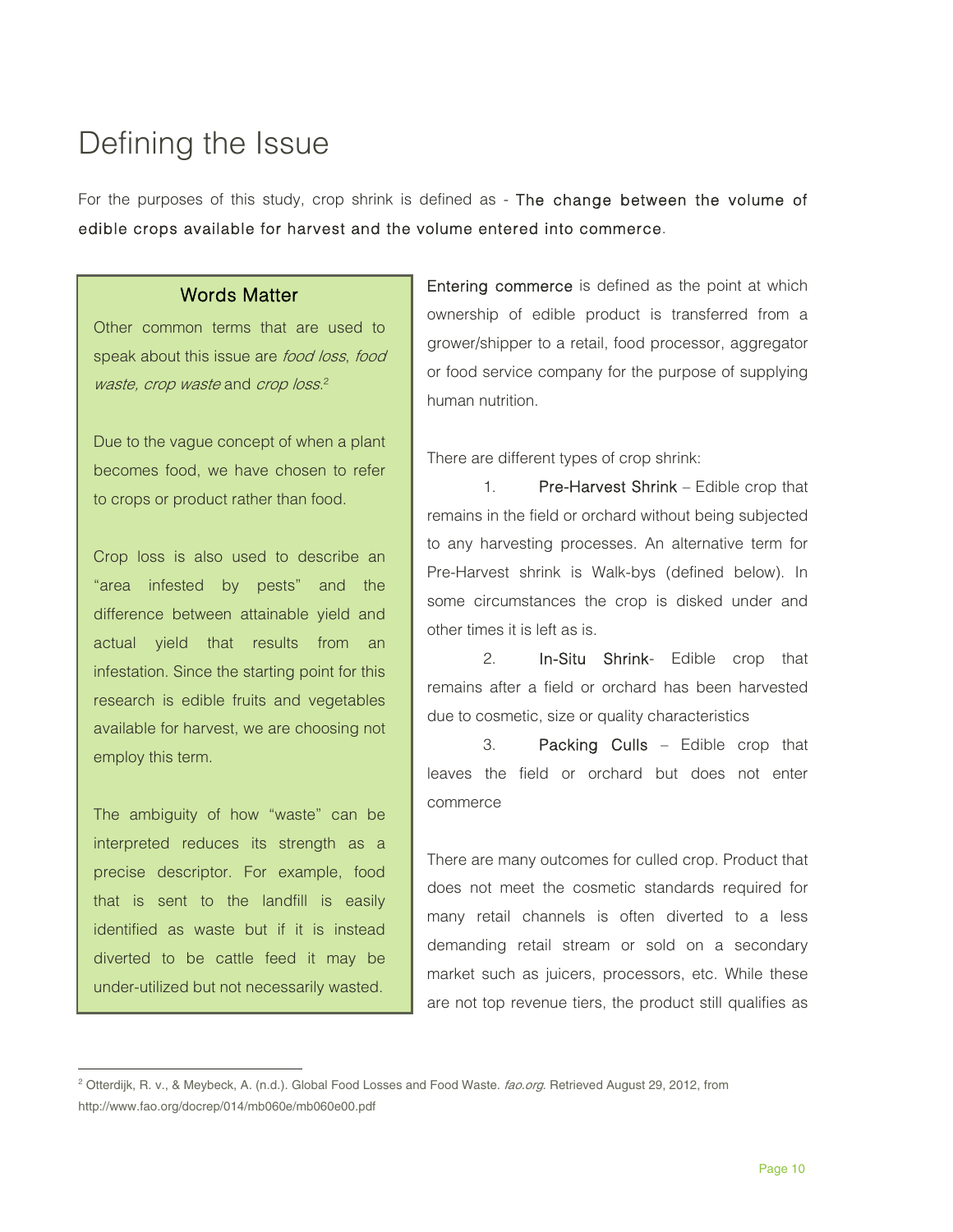# Defining the Issue

For the purposes of this study, crop shrink is defined as - **The change between the volume of edible crops available for harvest and the volume entered into commerce**.

> **Words Matter**
>
> Other common terms that are used to speak about this issue are *food loss*, *food waste, crop waste* and *crop loss*.[2]
>
> Due to the vague concept of when a plant becomes food, we have chosen to refer to crops or product rather than food.
>
> Crop loss is also used to describe an "area infested by pests" and the difference between attainable yield and actual yield that results from an infestation. Since the starting point for this research is edible fruits and vegetables available for harvest, we are choosing not employ this term.
>
> The ambiguity of how "waste" can be interpreted reduces its strength as a precise descriptor. For example, food that is sent to the landfill is easily identified as waste but if it is instead diverted to be cattle feed it may be under-utilized but not necessarily wasted.

**Entering commerce** is defined as the point at which ownership of edible product is transferred from a grower/shipper to a retail, food processor, aggregator or food service company for the purpose of supplying human nutrition.

There are different types of crop shrink:

1. **Pre-Harvest Shrink** – Edible crop that remains in the field or orchard without being subjected to any harvesting processes. An alternative term for Pre-Harvest shrink is Walk-bys (defined below). In some circumstances the crop is disked under and other times it is left as is.
2. **In-Situ Shrink**- Edible crop that remains after a field or orchard has been harvested due to cosmetic, size or quality characteristics
3. **Packing Culls** – Edible crop that leaves the field or orchard but does not enter commerce

There are many outcomes for culled crop. Product that does not meet the cosmetic standards required for many retail channels is often diverted to a less demanding retail stream or sold on a secondary market such as juicers, processors, etc. While these are not top revenue tiers, the product still qualifies as

---

[2] Otterdijk, R. v., & Meybeck, A. (n.d.). Global Food Losses and Food Waste. *fao.org*. Retrieved August 29, 2012, from http://www.fao.org/docrep/014/mb060e/mb060e00.pdf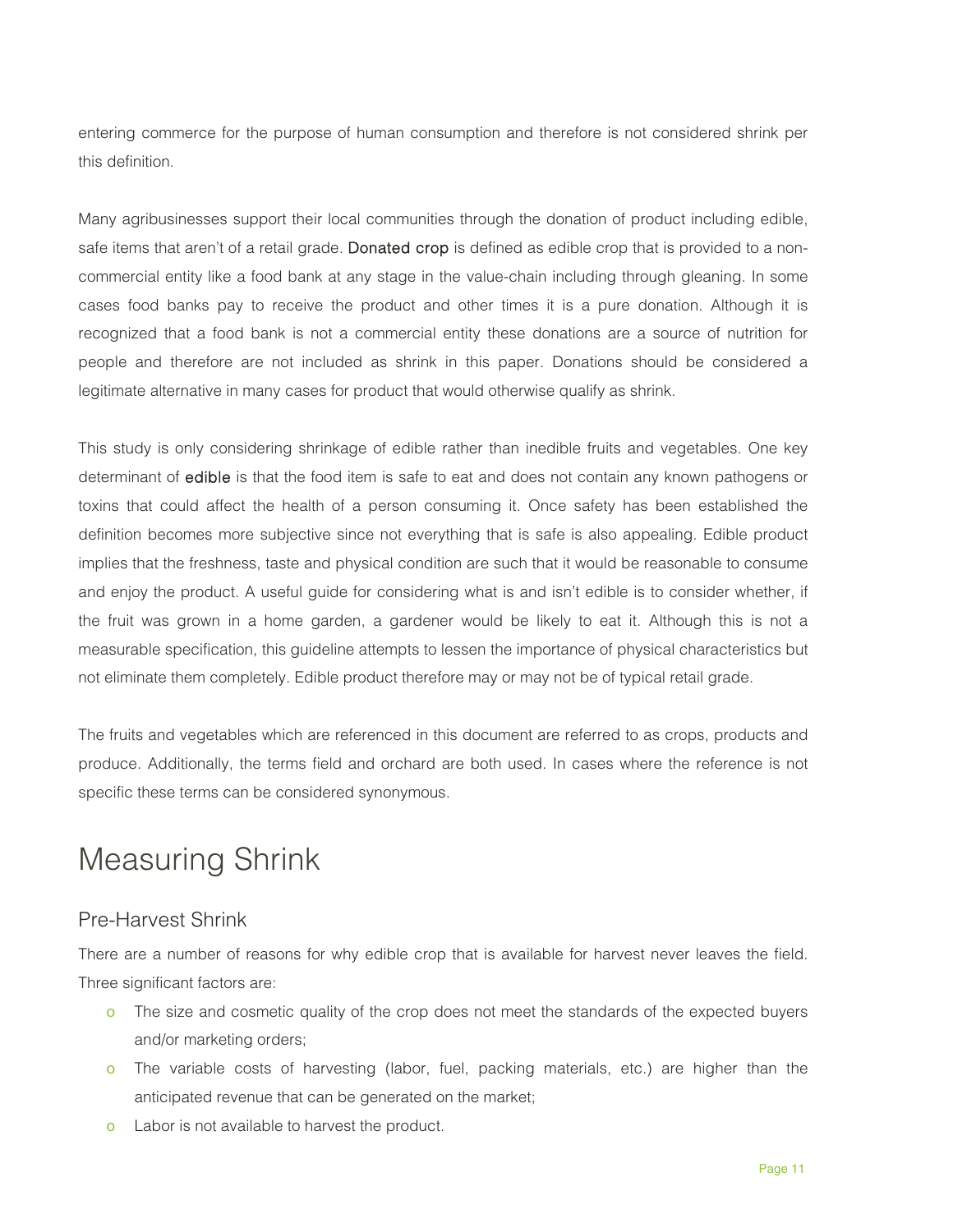entering commerce for the purpose of human consumption and therefore is not considered shrink per this definition.

Many agribusinesses support their local communities through the donation of product including edible, safe items that aren't of a retail grade. **Donated crop** is defined as edible crop that is provided to a non-commercial entity like a food bank at any stage in the value-chain including through gleaning. In some cases food banks pay to receive the product and other times it is a pure donation. Although it is recognized that a food bank is not a commercial entity these donations are a source of nutrition for people and therefore are not included as shrink in this paper. Donations should be considered a legitimate alternative in many cases for product that would otherwise qualify as shrink.

This study is only considering shrinkage of edible rather than inedible fruits and vegetables. One key determinant of **edible** is that the food item is safe to eat and does not contain any known pathogens or toxins that could affect the health of a person consuming it. Once safety has been established the definition becomes more subjective since not everything that is safe is also appealing. Edible product implies that the freshness, taste and physical condition are such that it would be reasonable to consume and enjoy the product. A useful guide for considering what is and isn't edible is to consider whether, if the fruit was grown in a home garden, a gardener would be likely to eat it. Although this is not a measurable specification, this guideline attempts to lessen the importance of physical characteristics but not eliminate them completely. Edible product therefore may or may not be of typical retail grade.

The fruits and vegetables which are referenced in this document are referred to as crops, products and produce. Additionally, the terms field and orchard are both used. In cases where the reference is not specific these terms can be considered synonymous.

# Measuring Shrink

## Pre-Harvest Shrink

There are a number of reasons for why edible crop that is available for harvest never leaves the field. Three significant factors are:

- The size and cosmetic quality of the crop does not meet the standards of the expected buyers and/or marketing orders;
- The variable costs of harvesting (labor, fuel, packing materials, etc.) are higher than the anticipated revenue that can be generated on the market;
- Labor is not available to harvest the product.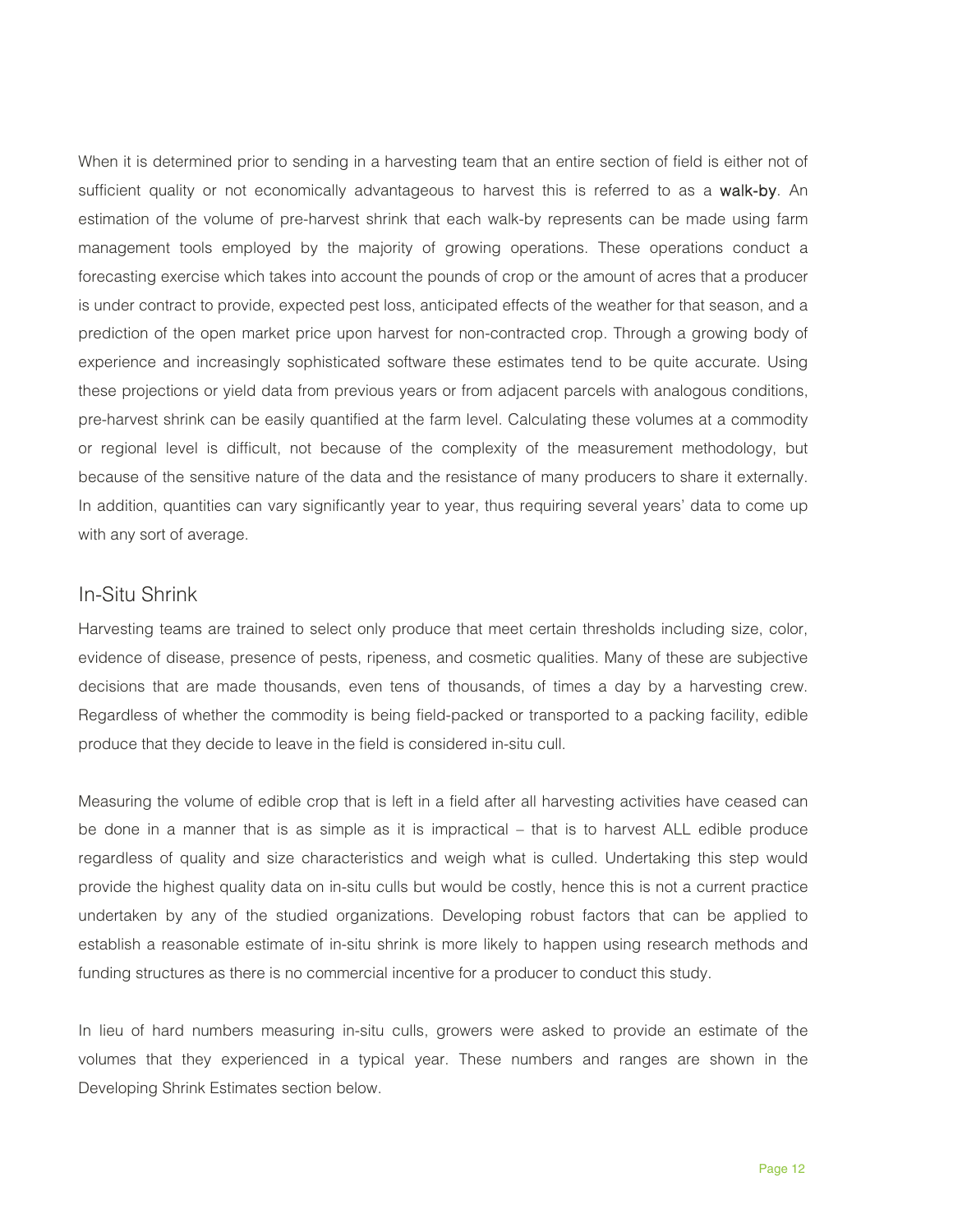When it is determined prior to sending in a harvesting team that an entire section of field is either not of sufficient quality or not economically advantageous to harvest this is referred to as a **walk-by**. An estimation of the volume of pre-harvest shrink that each walk-by represents can be made using farm management tools employed by the majority of growing operations. These operations conduct a forecasting exercise which takes into account the pounds of crop or the amount of acres that a producer is under contract to provide, expected pest loss, anticipated effects of the weather for that season, and a prediction of the open market price upon harvest for non-contracted crop. Through a growing body of experience and increasingly sophisticated software these estimates tend to be quite accurate. Using these projections or yield data from previous years or from adjacent parcels with analogous conditions, pre-harvest shrink can be easily quantified at the farm level. Calculating these volumes at a commodity or regional level is difficult, not because of the complexity of the measurement methodology, but because of the sensitive nature of the data and the resistance of many producers to share it externally. In addition, quantities can vary significantly year to year, thus requiring several years' data to come up with any sort of average.

## In-Situ Shrink

Harvesting teams are trained to select only produce that meet certain thresholds including size, color, evidence of disease, presence of pests, ripeness, and cosmetic qualities. Many of these are subjective decisions that are made thousands, even tens of thousands, of times a day by a harvesting crew. Regardless of whether the commodity is being field-packed or transported to a packing facility, edible produce that they decide to leave in the field is considered in-situ cull.

Measuring the volume of edible crop that is left in a field after all harvesting activities have ceased can be done in a manner that is as simple as it is impractical – that is to harvest ALL edible produce regardless of quality and size characteristics and weigh what is culled. Undertaking this step would provide the highest quality data on in-situ culls but would be costly, hence this is not a current practice undertaken by any of the studied organizations. Developing robust factors that can be applied to establish a reasonable estimate of in-situ shrink is more likely to happen using research methods and funding structures as there is no commercial incentive for a producer to conduct this study.

In lieu of hard numbers measuring in-situ culls, growers were asked to provide an estimate of the volumes that they experienced in a typical year. These numbers and ranges are shown in the Developing Shrink Estimates section below.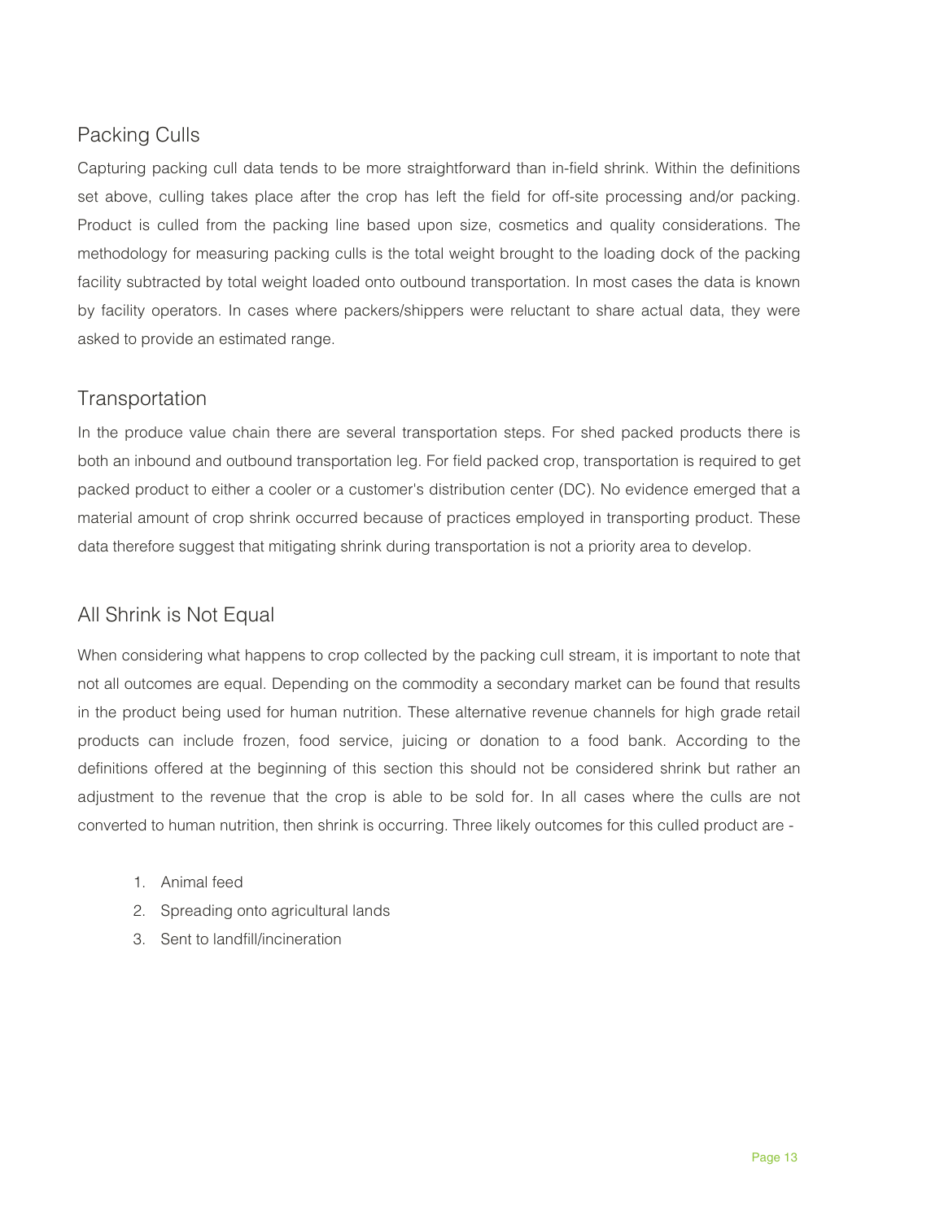## Packing Culls

Capturing packing cull data tends to be more straightforward than in-field shrink. Within the definitions set above, culling takes place after the crop has left the field for off-site processing and/or packing. Product is culled from the packing line based upon size, cosmetics and quality considerations. The methodology for measuring packing culls is the total weight brought to the loading dock of the packing facility subtracted by total weight loaded onto outbound transportation. In most cases the data is known by facility operators. In cases where packers/shippers were reluctant to share actual data, they were asked to provide an estimated range.

## Transportation

In the produce value chain there are several transportation steps. For shed packed products there is both an inbound and outbound transportation leg. For field packed crop, transportation is required to get packed product to either a cooler or a customer's distribution center (DC). No evidence emerged that a material amount of crop shrink occurred because of practices employed in transporting product. These data therefore suggest that mitigating shrink during transportation is not a priority area to develop.

## All Shrink is Not Equal

When considering what happens to crop collected by the packing cull stream, it is important to note that not all outcomes are equal. Depending on the commodity a secondary market can be found that results in the product being used for human nutrition. These alternative revenue channels for high grade retail products can include frozen, food service, juicing or donation to a food bank. According to the definitions offered at the beginning of this section this should not be considered shrink but rather an adjustment to the revenue that the crop is able to be sold for. In all cases where the culls are not converted to human nutrition, then shrink is occurring. Three likely outcomes for this culled product are -

1. Animal feed
2. Spreading onto agricultural lands
3. Sent to landfill/incineration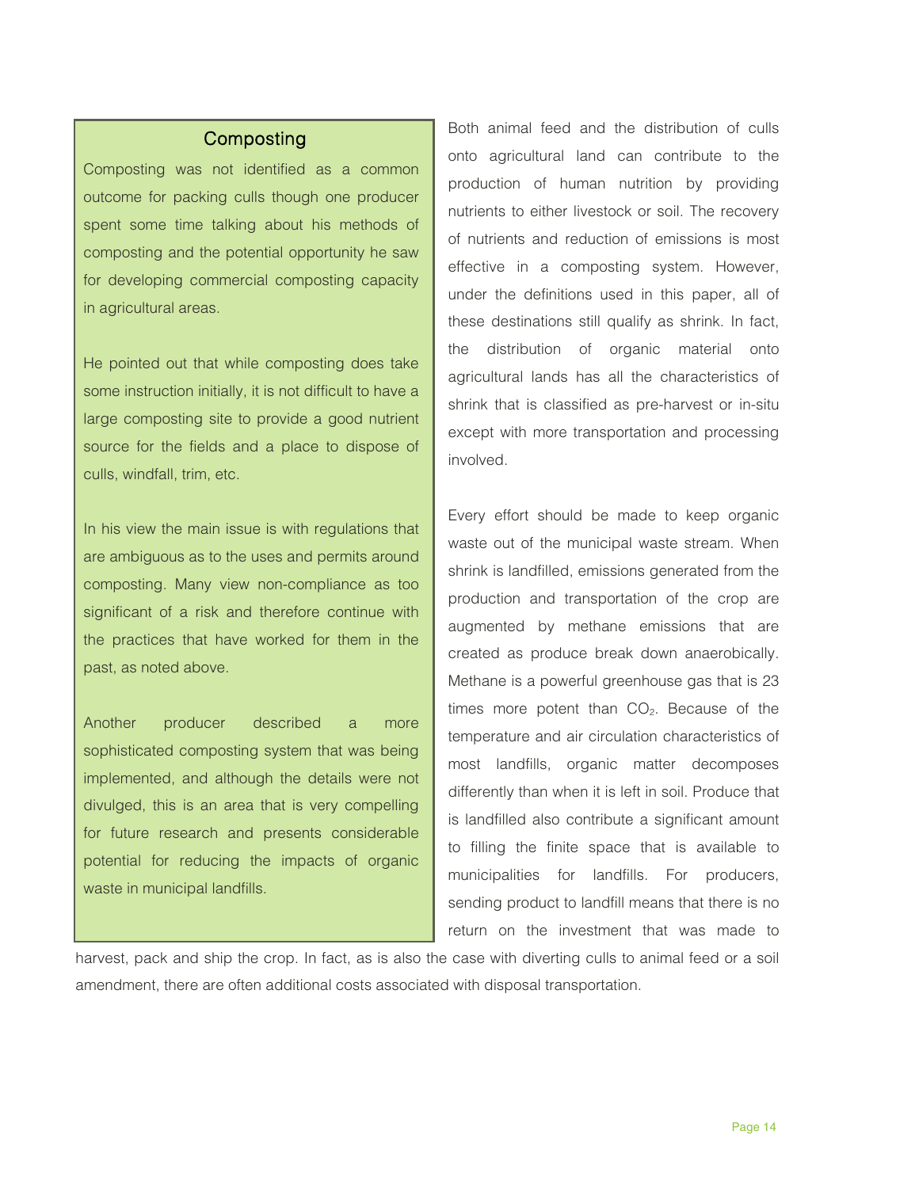### Composting

Composting was not identified as a common outcome for packing culls though one producer spent some time talking about his methods of composting and the potential opportunity he saw for developing commercial composting capacity in agricultural areas.

He pointed out that while composting does take some instruction initially, it is not difficult to have a large composting site to provide a good nutrient source for the fields and a place to dispose of culls, windfall, trim, etc.

In his view the main issue is with regulations that are ambiguous as to the uses and permits around composting. Many view non-compliance as too significant of a risk and therefore continue with the practices that have worked for them in the past, as noted above.

Another producer described a more sophisticated composting system that was being implemented, and although the details were not divulged, this is an area that is very compelling for future research and presents considerable potential for reducing the impacts of organic waste in municipal landfills.

Both animal feed and the distribution of culls onto agricultural land can contribute to the production of human nutrition by providing nutrients to either livestock or soil. The recovery of nutrients and reduction of emissions is most effective in a composting system. However, under the definitions used in this paper, all of these destinations still qualify as shrink. In fact, the distribution of organic material onto agricultural lands has all the characteristics of shrink that is classified as pre-harvest or in-situ except with more transportation and processing involved.

Every effort should be made to keep organic waste out of the municipal waste stream. When shrink is landfilled, emissions generated from the production and transportation of the crop are augmented by methane emissions that are created as produce break down anaerobically. Methane is a powerful greenhouse gas that is 23 times more potent than $CO_2$. Because of the temperature and air circulation characteristics of most landfills, organic matter decomposes differently than when it is left in soil. Produce that is landfilled also contribute a significant amount to filling the finite space that is available to municipalities for landfills. For producers, sending product to landfill means that there is no return on the investment that was made to harvest, pack and ship the crop. In fact, as is also the case with diverting culls to animal feed or a soil amendment, there are often additional costs associated with disposal transportation.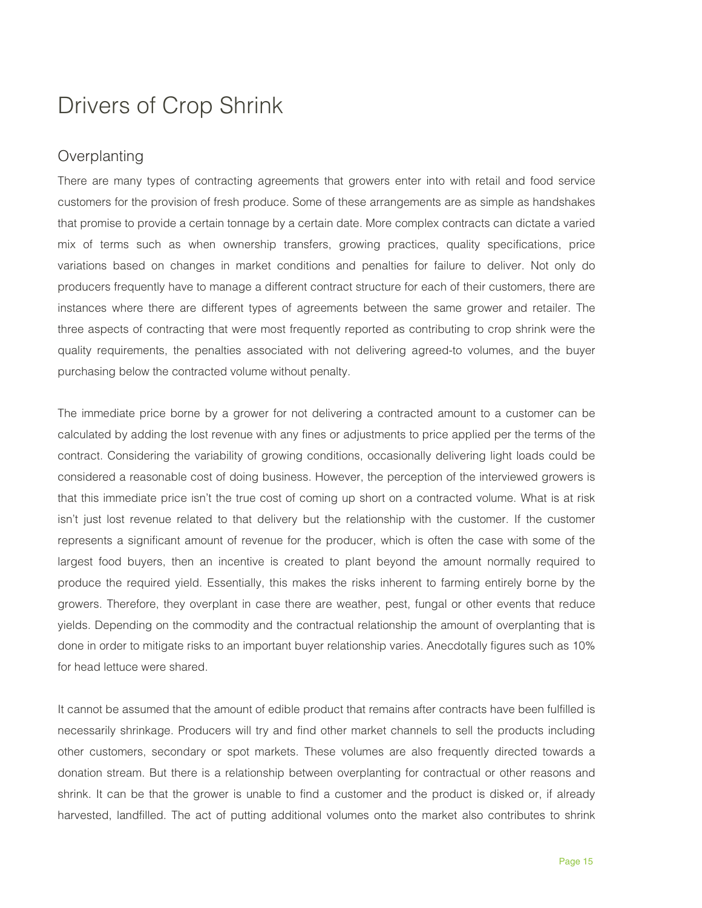# Drivers of Crop Shrink

## Overplanting

There are many types of contracting agreements that growers enter into with retail and food service customers for the provision of fresh produce. Some of these arrangements are as simple as handshakes that promise to provide a certain tonnage by a certain date. More complex contracts can dictate a varied mix of terms such as when ownership transfers, growing practices, quality specifications, price variations based on changes in market conditions and penalties for failure to deliver. Not only do producers frequently have to manage a different contract structure for each of their customers, there are instances where there are different types of agreements between the same grower and retailer. The three aspects of contracting that were most frequently reported as contributing to crop shrink were the quality requirements, the penalties associated with not delivering agreed-to volumes, and the buyer purchasing below the contracted volume without penalty.

The immediate price borne by a grower for not delivering a contracted amount to a customer can be calculated by adding the lost revenue with any fines or adjustments to price applied per the terms of the contract. Considering the variability of growing conditions, occasionally delivering light loads could be considered a reasonable cost of doing business. However, the perception of the interviewed growers is that this immediate price isn't the true cost of coming up short on a contracted volume. What is at risk isn't just lost revenue related to that delivery but the relationship with the customer. If the customer represents a significant amount of revenue for the producer, which is often the case with some of the largest food buyers, then an incentive is created to plant beyond the amount normally required to produce the required yield. Essentially, this makes the risks inherent to farming entirely borne by the growers. Therefore, they overplant in case there are weather, pest, fungal or other events that reduce yields. Depending on the commodity and the contractual relationship the amount of overplanting that is done in order to mitigate risks to an important buyer relationship varies. Anecdotally figures such as 10% for head lettuce were shared.

It cannot be assumed that the amount of edible product that remains after contracts have been fulfilled is necessarily shrinkage. Producers will try and find other market channels to sell the products including other customers, secondary or spot markets. These volumes are also frequently directed towards a donation stream. But there is a relationship between overplanting for contractual or other reasons and shrink. It can be that the grower is unable to find a customer and the product is disked or, if already harvested, landfilled. The act of putting additional volumes onto the market also contributes to shrink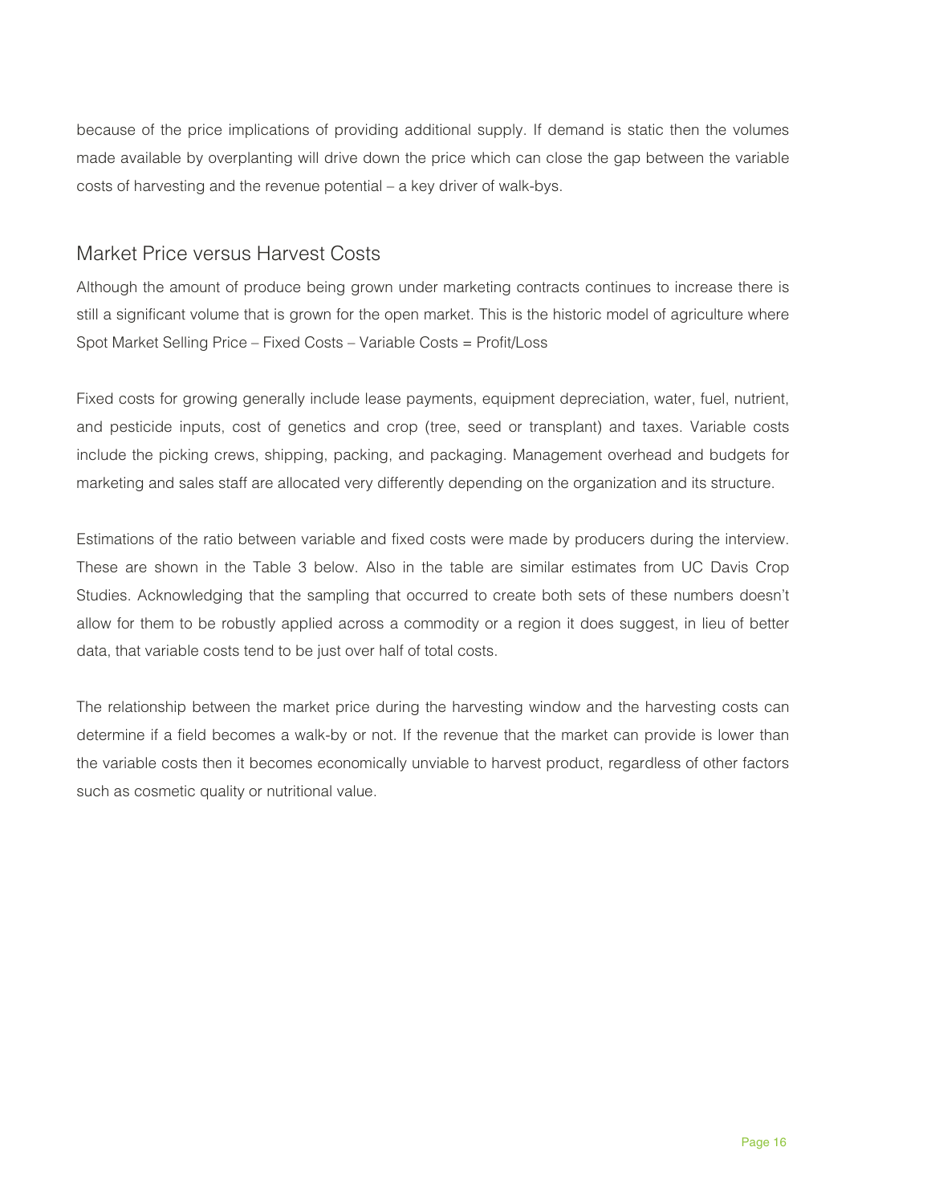because of the price implications of providing additional supply. If demand is static then the volumes made available by overplanting will drive down the price which can close the gap between the variable costs of harvesting and the revenue potential – a key driver of walk-bys.

## Market Price versus Harvest Costs

Although the amount of produce being grown under marketing contracts continues to increase there is still a significant volume that is grown for the open market. This is the historic model of agriculture where Spot Market Selling Price – Fixed Costs – Variable Costs = Profit/Loss

Fixed costs for growing generally include lease payments, equipment depreciation, water, fuel, nutrient, and pesticide inputs, cost of genetics and crop (tree, seed or transplant) and taxes. Variable costs include the picking crews, shipping, packing, and packaging. Management overhead and budgets for marketing and sales staff are allocated very differently depending on the organization and its structure.

Estimations of the ratio between variable and fixed costs were made by producers during the interview. These are shown in the Table 3 below. Also in the table are similar estimates from UC Davis Crop Studies. Acknowledging that the sampling that occurred to create both sets of these numbers doesn't allow for them to be robustly applied across a commodity or a region it does suggest, in lieu of better data, that variable costs tend to be just over half of total costs.

The relationship between the market price during the harvesting window and the harvesting costs can determine if a field becomes a walk-by or not. If the revenue that the market can provide is lower than the variable costs then it becomes economically unviable to harvest product, regardless of other factors such as cosmetic quality or nutritional value.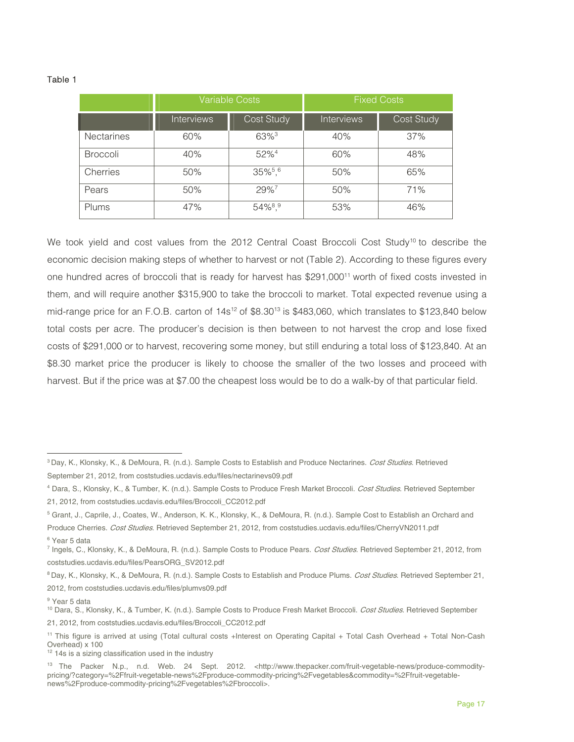Table 1

| | Variable Costs | | Fixed Costs | |
|---|---|---|---|---|
| | Interviews | Cost Study | Interviews | Cost Study |
| Nectarines | 60% | 63%[3] | 40% | 37% |
| Broccoli | 40% | 52%[4] | 60% | 48% |
| Cherries | 50% | 35%[5,6] | 50% | 65% |
| Pears | 50% | 29%[7] | 50% | 71% |
| Plums | 47% | 54%[8,9] | 53% | 46% |

We took yield and cost values from the 2012 Central Coast Broccoli Cost Study[10] to describe the economic decision making steps of whether to harvest or not (Table 2). According to these figures every one hundred acres of broccoli that is ready for harvest has $291,000[11] worth of fixed costs invested in them, and will require another $315,900 to take the broccoli to market. Total expected revenue using a mid-range price for an F.O.B. carton of 14s[12] of $8.30[13] is $483,060, which translates to $123,840 below total costs per acre. The producer's decision is then between to not harvest the crop and lose fixed costs of $291,000 or to harvest, recovering some money, but still enduring a total loss of $123,840. At an $8.30 market price the producer is likely to choose the smaller of the two losses and proceed with harvest. But if the price was at $7.00 the cheapest loss would be to do a walk-by of that particular field.

---

[3] Day, K., Klonsky, K., & DeMoura, R. (n.d.). Sample Costs to Establish and Produce Nectarines. *Cost Studies*. Retrieved September 21, 2012, from coststudies.ucdavis.edu/files/nectarinevs09.pdf

[4] Dara, S., Klonsky, K., & Tumber, K. (n.d.). Sample Costs to Produce Fresh Market Broccoli. *Cost Studies*. Retrieved September 21, 2012, from coststudies.ucdavis.edu/files/Broccoli_CC2012.pdf

[5] Grant, J., Caprile, J., Coates, W., Anderson, K. K., Klonsky, K., & DeMoura, R. (n.d.). Sample Cost to Establish an Orchard and Produce Cherries. *Cost Studies*. Retrieved September 21, 2012, from coststudies.ucdavis.edu/files/CherryVN2011.pdf

[6] Year 5 data

[7] Ingels, C., Klonsky, K., & DeMoura, R. (n.d.). Sample Costs to Produce Pears. *Cost Studies*. Retrieved September 21, 2012, from coststudies.ucdavis.edu/files/PearsORG_SV2012.pdf

[8] Day, K., Klonsky, K., & DeMoura, R. (n.d.). Sample Costs to Establish and Produce Plums. *Cost Studies*. Retrieved September 21, 2012, from coststudies.ucdavis.edu/files/plumvs09.pdf

[9] Year 5 data

[10] Dara, S., Klonsky, K., & Tumber, K. (n.d.). Sample Costs to Produce Fresh Market Broccoli. *Cost Studies*. Retrieved September 21, 2012, from coststudies.ucdavis.edu/files/Broccoli_CC2012.pdf

[11] This figure is arrived at using (Total cultural costs +Interest on Operating Capital + Total Cash Overhead + Total Non-Cash Overhead) x 100

[12] 14s is a sizing classification used in the industry

[13] The Packer N.p., n.d. Web. 24 Sept. 2012. <http://www.thepacker.com/fruit-vegetable-news/produce-commodity-pricing/?category=%2Ffruit-vegetable-news%2Fproduce-commodity-pricing%2Fvegetables&commodity=%2Ffruit-vegetable-news%2Fproduce-commodity-pricing%2Fvegetables%2Fbroccoli>.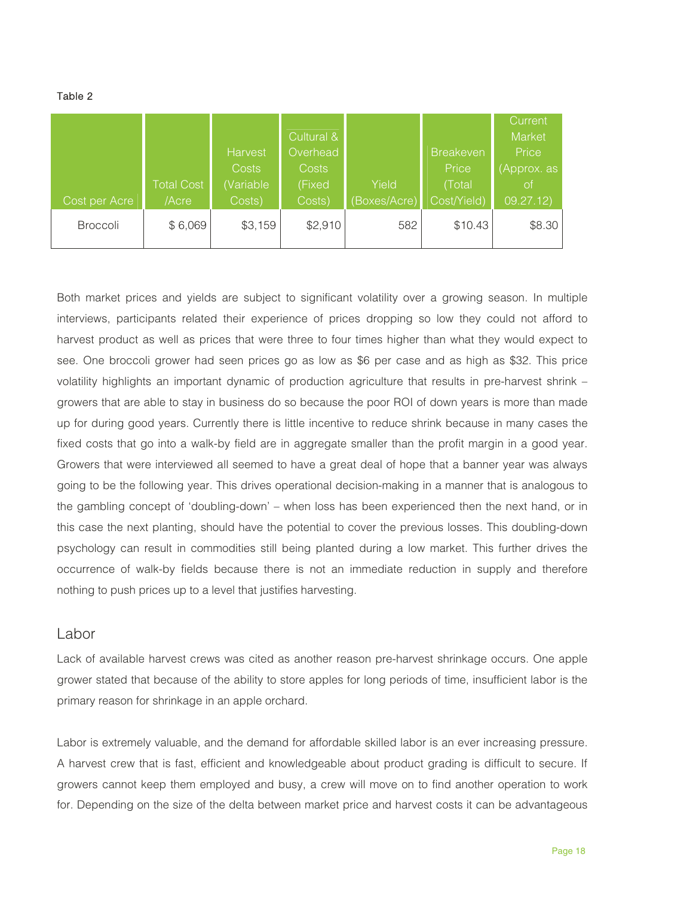Table 2

| Cost per Acre | Total Cost /Acre | Harvest Costs (Variable Costs) | Cultural & Overhead Costs (Fixed Costs) | Yield (Boxes/Acre) | Breakeven Price (Total Cost/Yield) | Current Market Price (Approx. as of 09.27.12) |
|---|---|---|---|---|---|---|
| Broccoli | $ 6,069 | $3,159 | $2,910 | 582 | $10.43 | $8.30 |

Both market prices and yields are subject to significant volatility over a growing season. In multiple interviews, participants related their experience of prices dropping so low they could not afford to harvest product as well as prices that were three to four times higher than what they would expect to see. One broccoli grower had seen prices go as low as $6 per case and as high as $32. This price volatility highlights an important dynamic of production agriculture that results in pre-harvest shrink – growers that are able to stay in business do so because the poor ROI of down years is more than made up for during good years. Currently there is little incentive to reduce shrink because in many cases the fixed costs that go into a walk-by field are in aggregate smaller than the profit margin in a good year. Growers that were interviewed all seemed to have a great deal of hope that a banner year was always going to be the following year. This drives operational decision-making in a manner that is analogous to the gambling concept of 'doubling-down' – when loss has been experienced then the next hand, or in this case the next planting, should have the potential to cover the previous losses. This doubling-down psychology can result in commodities still being planted during a low market. This further drives the occurrence of walk-by fields because there is not an immediate reduction in supply and therefore nothing to push prices up to a level that justifies harvesting.

## Labor

Lack of available harvest crews was cited as another reason pre-harvest shrinkage occurs. One apple grower stated that because of the ability to store apples for long periods of time, insufficient labor is the primary reason for shrinkage in an apple orchard.

Labor is extremely valuable, and the demand for affordable skilled labor is an ever increasing pressure. A harvest crew that is fast, efficient and knowledgeable about product grading is difficult to secure. If growers cannot keep them employed and busy, a crew will move on to find another operation to work for. Depending on the size of the delta between market price and harvest costs it can be advantageous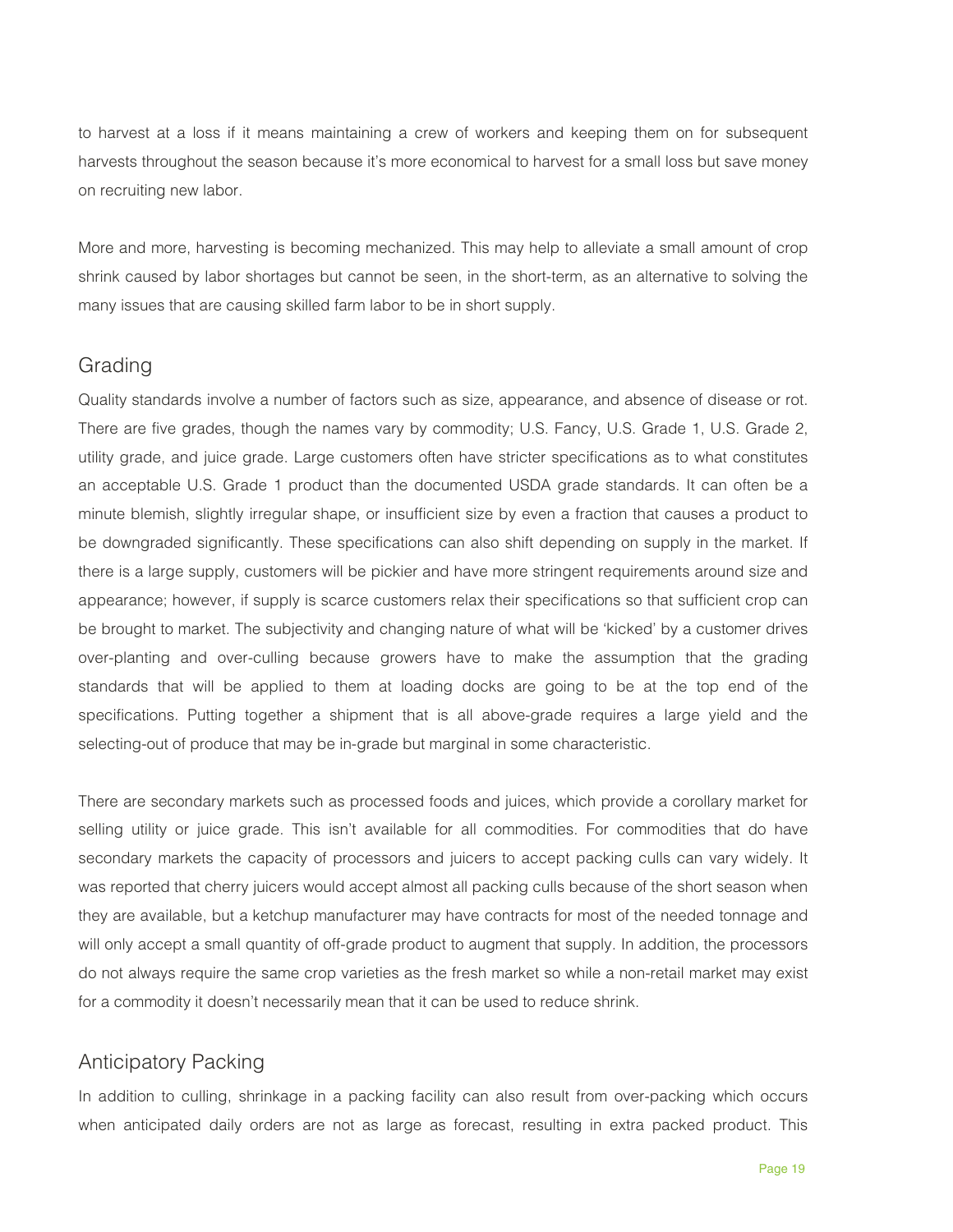to harvest at a loss if it means maintaining a crew of workers and keeping them on for subsequent harvests throughout the season because it's more economical to harvest for a small loss but save money on recruiting new labor.

More and more, harvesting is becoming mechanized. This may help to alleviate a small amount of crop shrink caused by labor shortages but cannot be seen, in the short-term, as an alternative to solving the many issues that are causing skilled farm labor to be in short supply.

## Grading

Quality standards involve a number of factors such as size, appearance, and absence of disease or rot. There are five grades, though the names vary by commodity; U.S. Fancy, U.S. Grade 1, U.S. Grade 2, utility grade, and juice grade. Large customers often have stricter specifications as to what constitutes an acceptable U.S. Grade 1 product than the documented USDA grade standards. It can often be a minute blemish, slightly irregular shape, or insufficient size by even a fraction that causes a product to be downgraded significantly. These specifications can also shift depending on supply in the market. If there is a large supply, customers will be pickier and have more stringent requirements around size and appearance; however, if supply is scarce customers relax their specifications so that sufficient crop can be brought to market. The subjectivity and changing nature of what will be 'kicked' by a customer drives over-planting and over-culling because growers have to make the assumption that the grading standards that will be applied to them at loading docks are going to be at the top end of the specifications. Putting together a shipment that is all above-grade requires a large yield and the selecting-out of produce that may be in-grade but marginal in some characteristic.

There are secondary markets such as processed foods and juices, which provide a corollary market for selling utility or juice grade. This isn't available for all commodities. For commodities that do have secondary markets the capacity of processors and juicers to accept packing culls can vary widely. It was reported that cherry juicers would accept almost all packing culls because of the short season when they are available, but a ketchup manufacturer may have contracts for most of the needed tonnage and will only accept a small quantity of off-grade product to augment that supply. In addition, the processors do not always require the same crop varieties as the fresh market so while a non-retail market may exist for a commodity it doesn't necessarily mean that it can be used to reduce shrink.

## Anticipatory Packing

In addition to culling, shrinkage in a packing facility can also result from over-packing which occurs when anticipated daily orders are not as large as forecast, resulting in extra packed product. This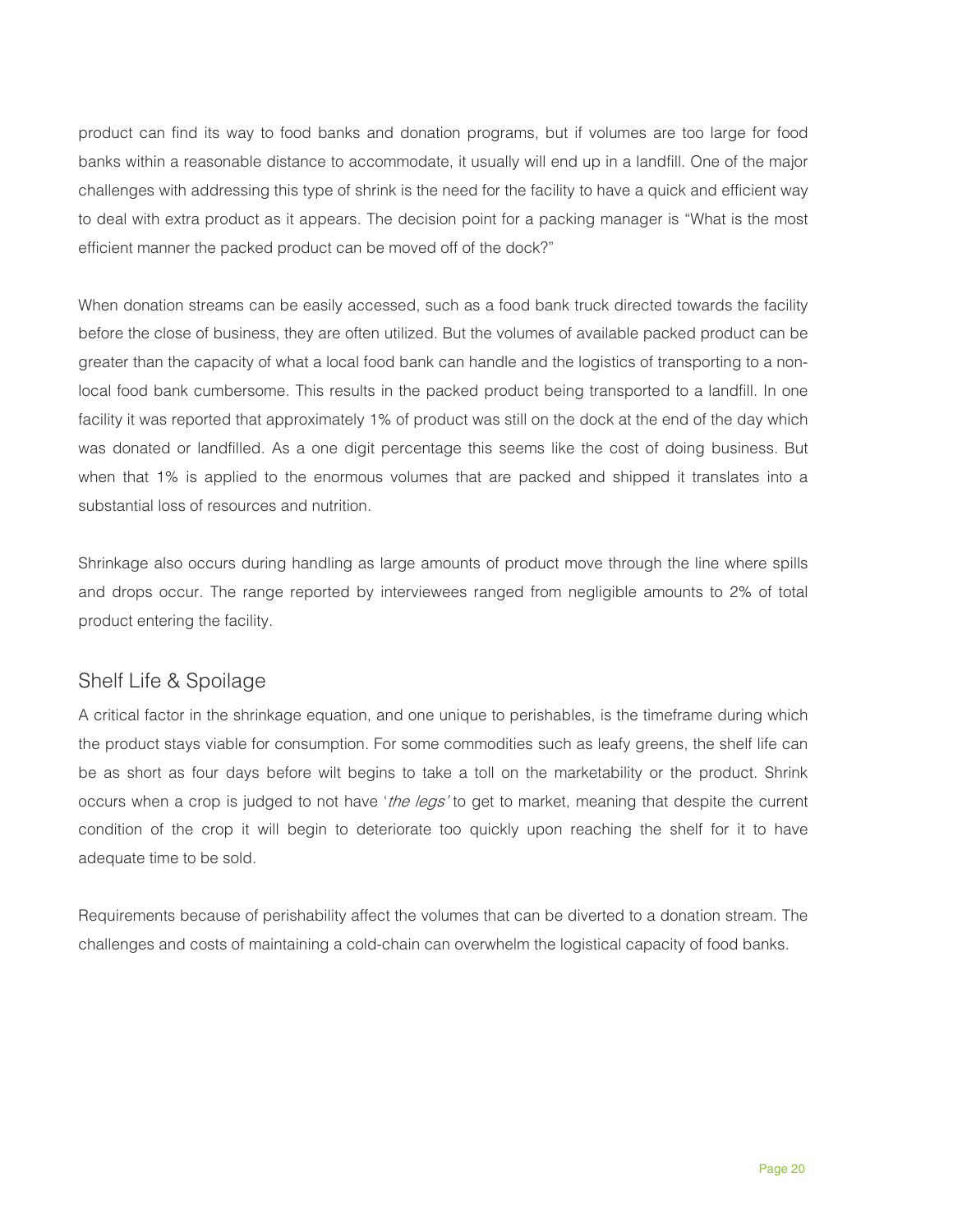product can find its way to food banks and donation programs, but if volumes are too large for food banks within a reasonable distance to accommodate, it usually will end up in a landfill. One of the major challenges with addressing this type of shrink is the need for the facility to have a quick and efficient way to deal with extra product as it appears. The decision point for a packing manager is "What is the most efficient manner the packed product can be moved off of the dock?"

When donation streams can be easily accessed, such as a food bank truck directed towards the facility before the close of business, they are often utilized. But the volumes of available packed product can be greater than the capacity of what a local food bank can handle and the logistics of transporting to a non-local food bank cumbersome. This results in the packed product being transported to a landfill. In one facility it was reported that approximately 1% of product was still on the dock at the end of the day which was donated or landfilled. As a one digit percentage this seems like the cost of doing business. But when that 1% is applied to the enormous volumes that are packed and shipped it translates into a substantial loss of resources and nutrition.

Shrinkage also occurs during handling as large amounts of product move through the line where spills and drops occur. The range reported by interviewees ranged from negligible amounts to 2% of total product entering the facility.

## Shelf Life & Spoilage

A critical factor in the shrinkage equation, and one unique to perishables, is the timeframe during which the product stays viable for consumption. For some commodities such as leafy greens, the shelf life can be as short as four days before wilt begins to take a toll on the marketability or the product. Shrink occurs when a crop is judged to not have '*the legs*' to get to market, meaning that despite the current condition of the crop it will begin to deteriorate too quickly upon reaching the shelf for it to have adequate time to be sold.

Requirements because of perishability affect the volumes that can be diverted to a donation stream. The challenges and costs of maintaining a cold-chain can overwhelm the logistical capacity of food banks.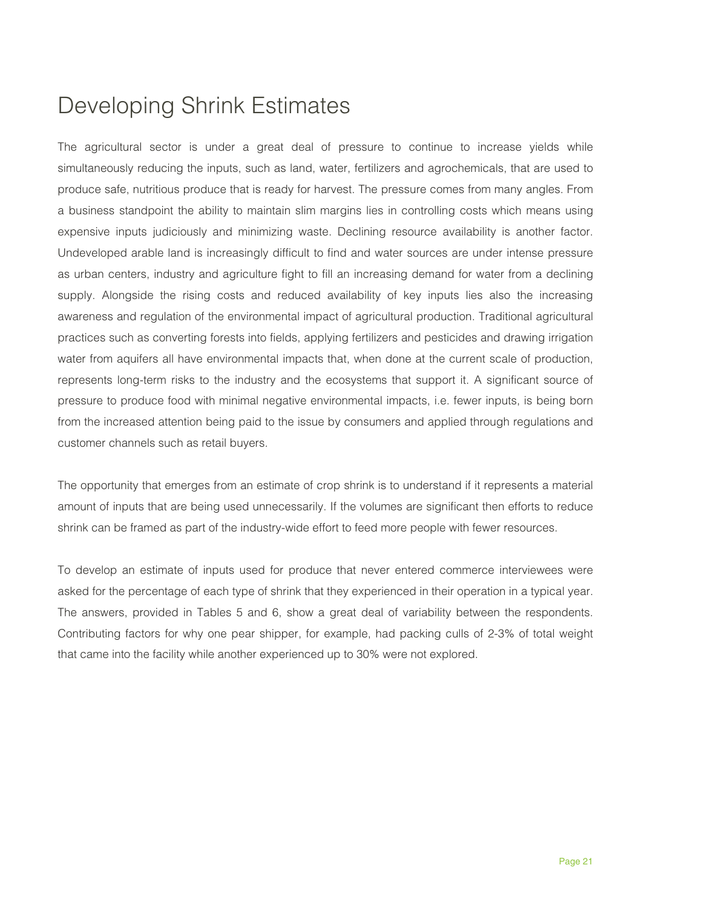# Developing Shrink Estimates

The agricultural sector is under a great deal of pressure to continue to increase yields while simultaneously reducing the inputs, such as land, water, fertilizers and agrochemicals, that are used to produce safe, nutritious produce that is ready for harvest. The pressure comes from many angles. From a business standpoint the ability to maintain slim margins lies in controlling costs which means using expensive inputs judiciously and minimizing waste. Declining resource availability is another factor. Undeveloped arable land is increasingly difficult to find and water sources are under intense pressure as urban centers, industry and agriculture fight to fill an increasing demand for water from a declining supply. Alongside the rising costs and reduced availability of key inputs lies also the increasing awareness and regulation of the environmental impact of agricultural production. Traditional agricultural practices such as converting forests into fields, applying fertilizers and pesticides and drawing irrigation water from aquifers all have environmental impacts that, when done at the current scale of production, represents long-term risks to the industry and the ecosystems that support it. A significant source of pressure to produce food with minimal negative environmental impacts, i.e. fewer inputs, is being born from the increased attention being paid to the issue by consumers and applied through regulations and customer channels such as retail buyers.

The opportunity that emerges from an estimate of crop shrink is to understand if it represents a material amount of inputs that are being used unnecessarily. If the volumes are significant then efforts to reduce shrink can be framed as part of the industry-wide effort to feed more people with fewer resources.

To develop an estimate of inputs used for produce that never entered commerce interviewees were asked for the percentage of each type of shrink that they experienced in their operation in a typical year. The answers, provided in Tables 5 and 6, show a great deal of variability between the respondents. Contributing factors for why one pear shipper, for example, had packing culls of 2-3% of total weight that came into the facility while another experienced up to 30% were not explored.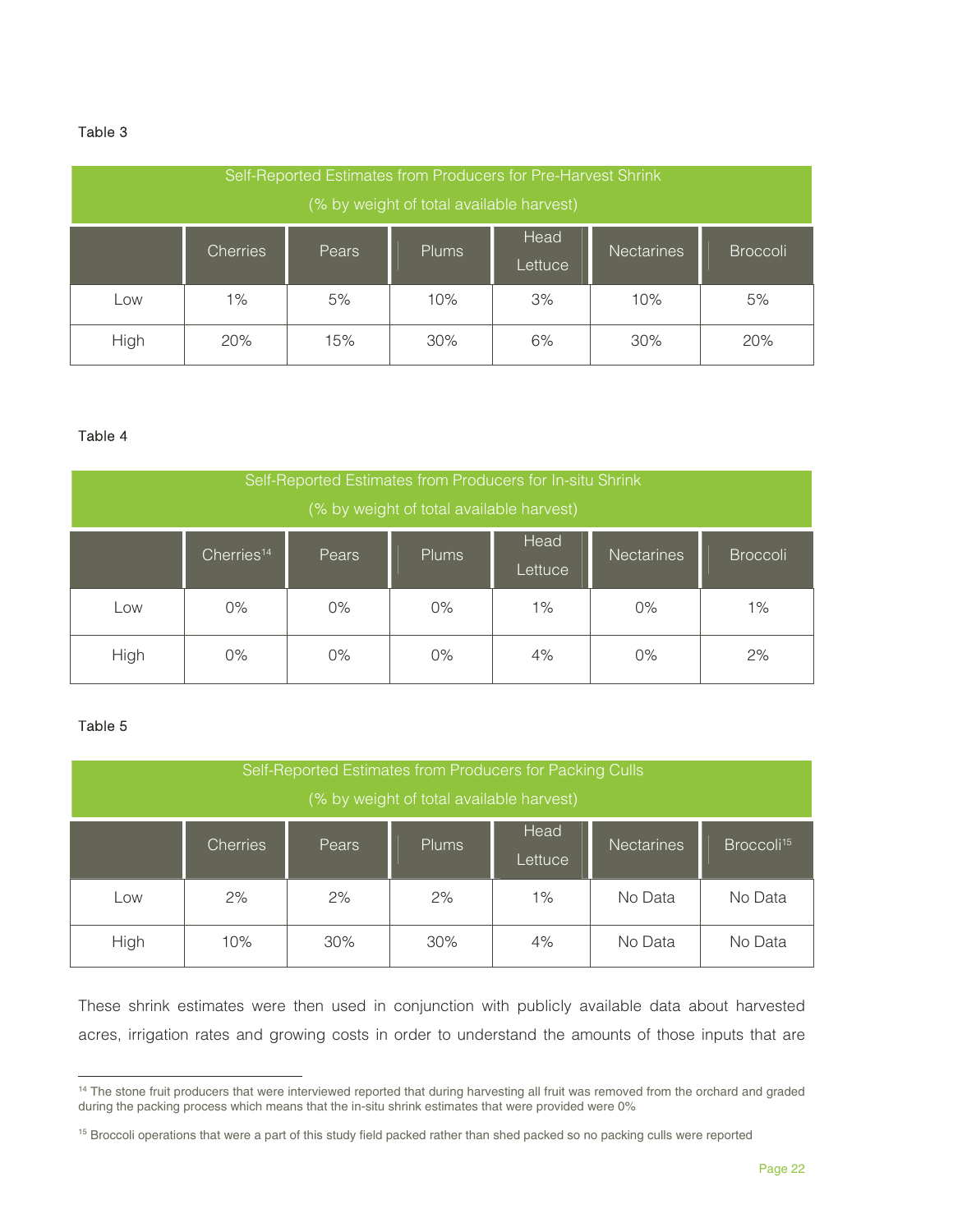Table 3

| Self-Reported Estimates from Producers for Pre-Harvest Shrink (% by weight of total available harvest) | | | | | | |
|---|---|---|---|---|---|---|
| | Cherries | Pears | Plums | Head Lettuce | Nectarines | Broccoli |
| Low | 1% | 5% | 10% | 3% | 10% | 5% |
| High | 20% | 15% | 30% | 6% | 30% | 20% |

Table 4

| Self-Reported Estimates from Producers for In-situ Shrink (% by weight of total available harvest) | | | | | | |
|---|---|---|---|---|---|---|
| | Cherries[14] | Pears | Plums | Head Lettuce | Nectarines | Broccoli |
| Low | 0% | 0% | 0% | 1% | 0% | 1% |
| High | 0% | 0% | 0% | 4% | 0% | 2% |

Table 5

| Self-Reported Estimates from Producers for Packing Culls (% by weight of total available harvest) | | | | | | |
|---|---|---|---|---|---|---|
| | Cherries | Pears | Plums | Head Lettuce | Nectarines | Broccoli[15] |
| Low | 2% | 2% | 2% | 1% | No Data | No Data |
| High | 10% | 30% | 30% | 4% | No Data | No Data |

These shrink estimates were then used in conjunction with publicly available data about harvested acres, irrigation rates and growing costs in order to understand the amounts of those inputs that are

[14] The stone fruit producers that were interviewed reported that during harvesting all fruit was removed from the orchard and graded during the packing process which means that the in-situ shrink estimates that were provided were 0%

[15] Broccoli operations that were a part of this study field packed rather than shed packed so no packing culls were reported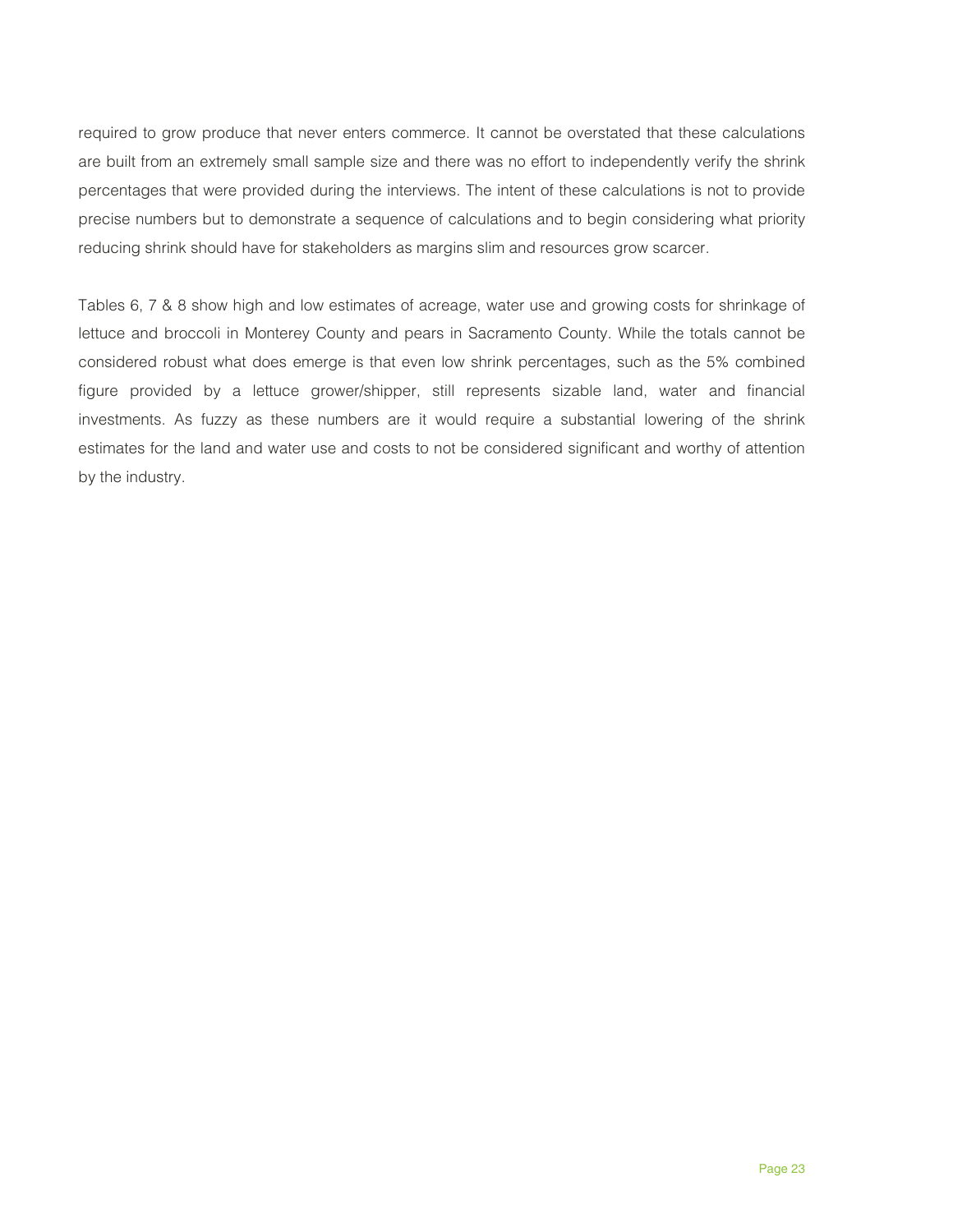required to grow produce that never enters commerce. It cannot be overstated that these calculations are built from an extremely small sample size and there was no effort to independently verify the shrink percentages that were provided during the interviews. The intent of these calculations is not to provide precise numbers but to demonstrate a sequence of calculations and to begin considering what priority reducing shrink should have for stakeholders as margins slim and resources grow scarcer.

Tables 6, 7 & 8 show high and low estimates of acreage, water use and growing costs for shrinkage of lettuce and broccoli in Monterey County and pears in Sacramento County. While the totals cannot be considered robust what does emerge is that even low shrink percentages, such as the 5% combined figure provided by a lettuce grower/shipper, still represents sizable land, water and financial investments. As fuzzy as these numbers are it would require a substantial lowering of the shrink estimates for the land and water use and costs to not be considered significant and worthy of attention by the industry.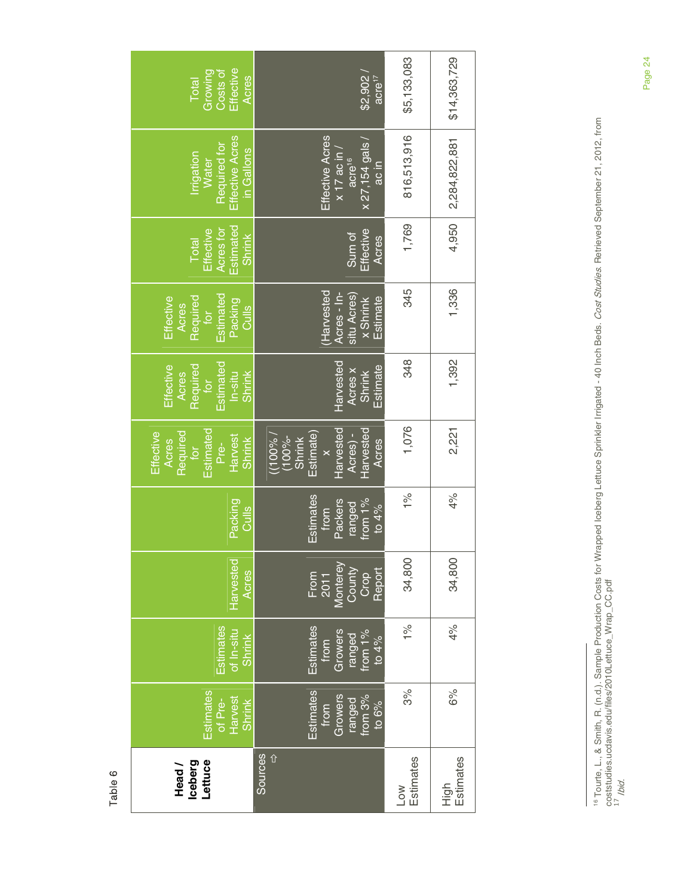Table 6

| Head / Iceberg Lettuce | Estimates of Pre-Harvest Shrink | Estimates of In-situ Shrink | Harvested Acres | Packing Culls | Effective Acres Required for Estimated Pre-Harvest Shrink | Effective Acres Required for Estimated In-situ Shrink | Effective Acres Required for Estimated Packing Culls | Total Effective Acres for Estimated Shrink | Irrigation Water Required for Effective Acres in Gallons | Total Growing Costs of Effective Acres |
|---|---|---|---|---|---|---|---|---|---|---|
| Sources ⇨ | Estimates from Growers ranged from 3% to 6% | Estimates from Growers ranged from 1% to 4% | From 2011 Monterey County Crop Report | Estimates from Packers ranged from 1% to 4% | ((100% / (100%-Shrink Estimate) x Harvested Acres) - Harvested Acres | Harvested Acres x Shrink Estimate | (Harvested Acres - In-situ Acres) x Shrink Estimate | Sum of Effective Acres | Effective Acres x 17 ac in / acre[16] x 27,154 gals / ac in | $2,902 / acre[17] |
| Low Estimates | 3% | 1% | 34,800 | 1% | 1,076 | 348 | 345 | 1,769 | 816,513,916 | $5,133,083 |
| High Estimates | 6% | 4% | 34,800 | 4% | 2,221 | 1,392 | 1,336 | 4,950 | 2,284,822,881 | $14,363,729 |

[16] Tourte, L., & Smith, R. (n.d.). Sample Production Costs for Wrapped Iceberg Lettuce Sprinkler Irrigated - 40 Inch Beds. *Cost Studies*. Retrieved September 21, 2012, from coststudies.ucdavis.edu/files/2010Lettuce_Wrap_CC.pdf

[17] *Ibid.*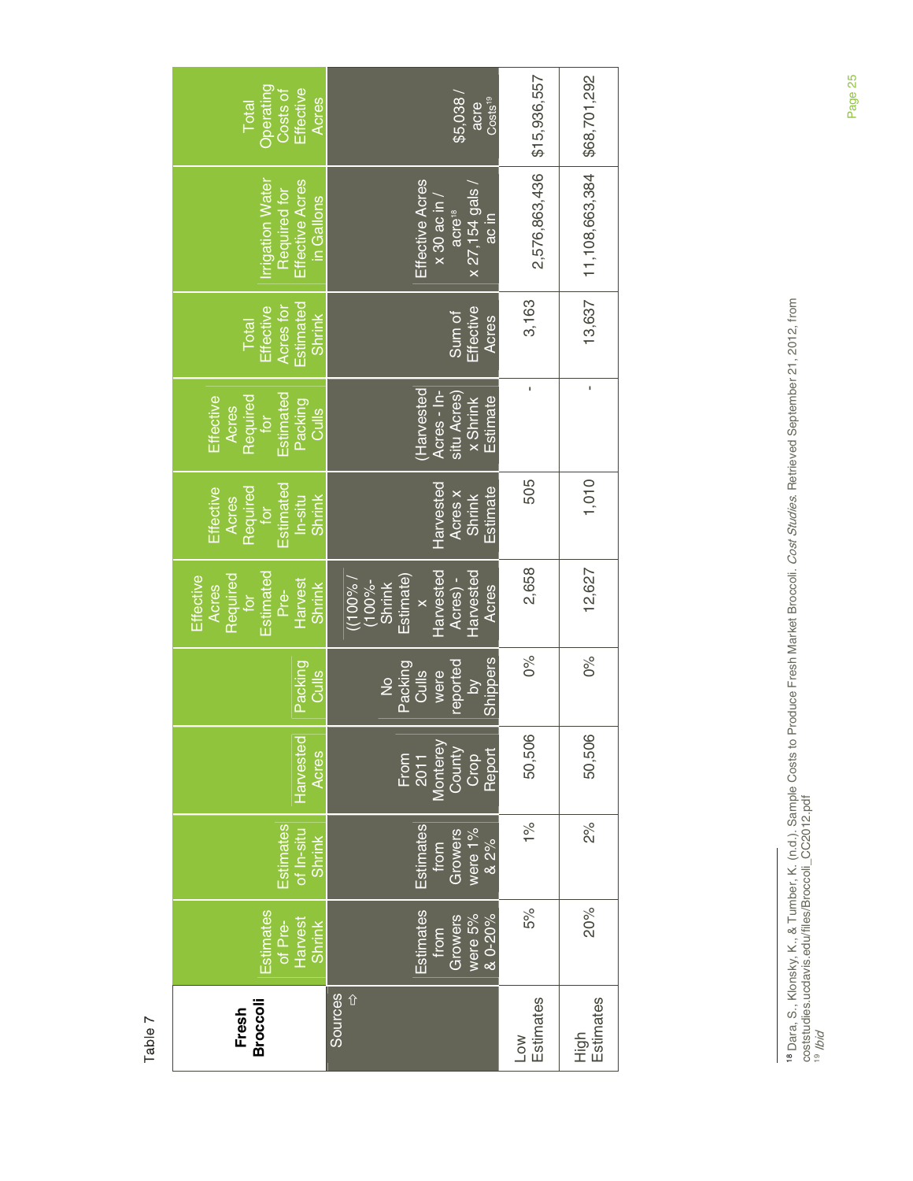Table 7

| Fresh Broccoli | Estimates of Pre-Harvest Shrink | Estimates of In-situ Shrink | Harvested Acres | Packing Culls | Effective Acres Required for Estimated Pre-Harvest Shrink | Effective Acres Required for Estimated In-situ Shrink | Effective Acres Required for Estimated Packing Culls | Total Effective Acres for Estimated Shrink | Irrigation Water Required for Effective Acres in Gallons | Total Operating Costs of Effective Acres |
|---|---|---|---|---|---|---|---|---|---|---|
| Sources ⇨ | Estimates from Growers were 5% & 0-20% | Estimates from Growers were 1% & 2% | From 2011 Monterey County Crop Report | No Packing Culls were reported by Shippers | ((100% / (100%- Shrink Estimate) x Harvested Acres) - Harvested Acres | Harvested Acres x Shrink Estimate | (Harvested Acres - In-situ Acres) x Shrink Estimate | Sum of Effective Acres | Effective Acres x 30 ac in / acre[18] x 27,154 gals / ac in | $5,038 / acre Costs[19] |
| Low Estimates | 5% | 1% | 50,506 | 0% | 2,658 | 505 | - | 3,163 | 2,576,863,436 | $15,936,557 |
| High Estimates | 20% | 2% | 50,506 | 0% | 12,627 | 1,010 | - | 13,637 | 11,108,663,384 | $68,701,292 |

[18] Dara, S., Klonsky, K., & Tumber, K. (n.d.). Sample Costs to Produce Fresh Market Broccoli. *Cost Studies.* Retrieved September 21, 2012, from coststudies.ucdavis.edu/files/Broccoli_CC2012.pdf

[19] *Ibid*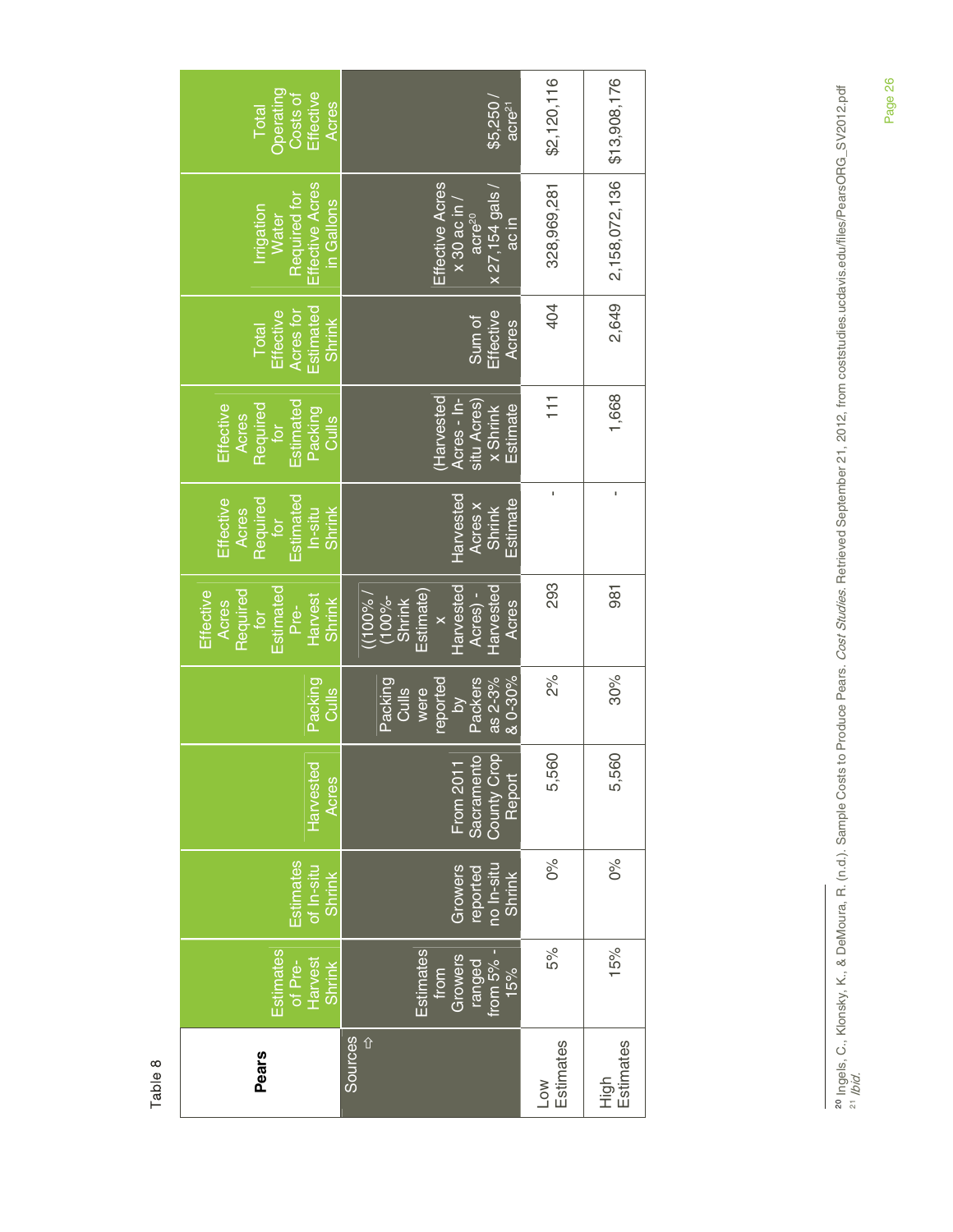Table 8

| Pears | Estimates of Pre-Harvest Shrink | Estimates of In-situ Shrink | Harvested Acres | Packing Culls | Effective Acres Required for Estimated Pre-Harvest Shrink | Effective Acres Required for Estimated In-situ Shrink | Effective Acres Required for Estimated Packing Culls | Total Effective Acres for Estimated Shrink | Irrigation Water Required for Effective Acres in Gallons | Total Operating Costs of Effective Acres |
|---|---|---|---|---|---|---|---|---|---|---|
| Sources ⇨ | Estimates from Growers ranged from 5% - 15% | Growers reported no In-situ Shrink | From 2011 Sacramento County Crop Report | Packing Culls were reported by Packers as 2-3% & 0-30% | ((100% / (100%-Shrink Estimate) x Harvested Acres) - Harvested Acres | Harvested Acres x Shrink Estimate | (Harvested Acres - In-situ Acres) x Shrink Estimate | Sum of Effective Acres | Effective Acres x 30 ac in / acre[20] x 27,154 gals / ac in | $5,250 / acre[21] |
| Low Estimates | 5% | 0% | 5,560 | 2% | 293 | - | 111 | 404 | 328,969,281 | $2,120,116 |
| High Estimates | 15% | 0% | 5,560 | 30% | 981 | - | 1,668 | 2,649 | 2,158,072,136 | $13,908,176 |

[20] Ingels, C., Klonsky, K., & DeMoura, R. (n.d.). Sample Costs to Produce Pears. *Cost Studies*. Retrieved September 21, 2012, from coststudies.ucdavis.edu/files/PearsORG_SV2012.pdf

[21] *Ibid.*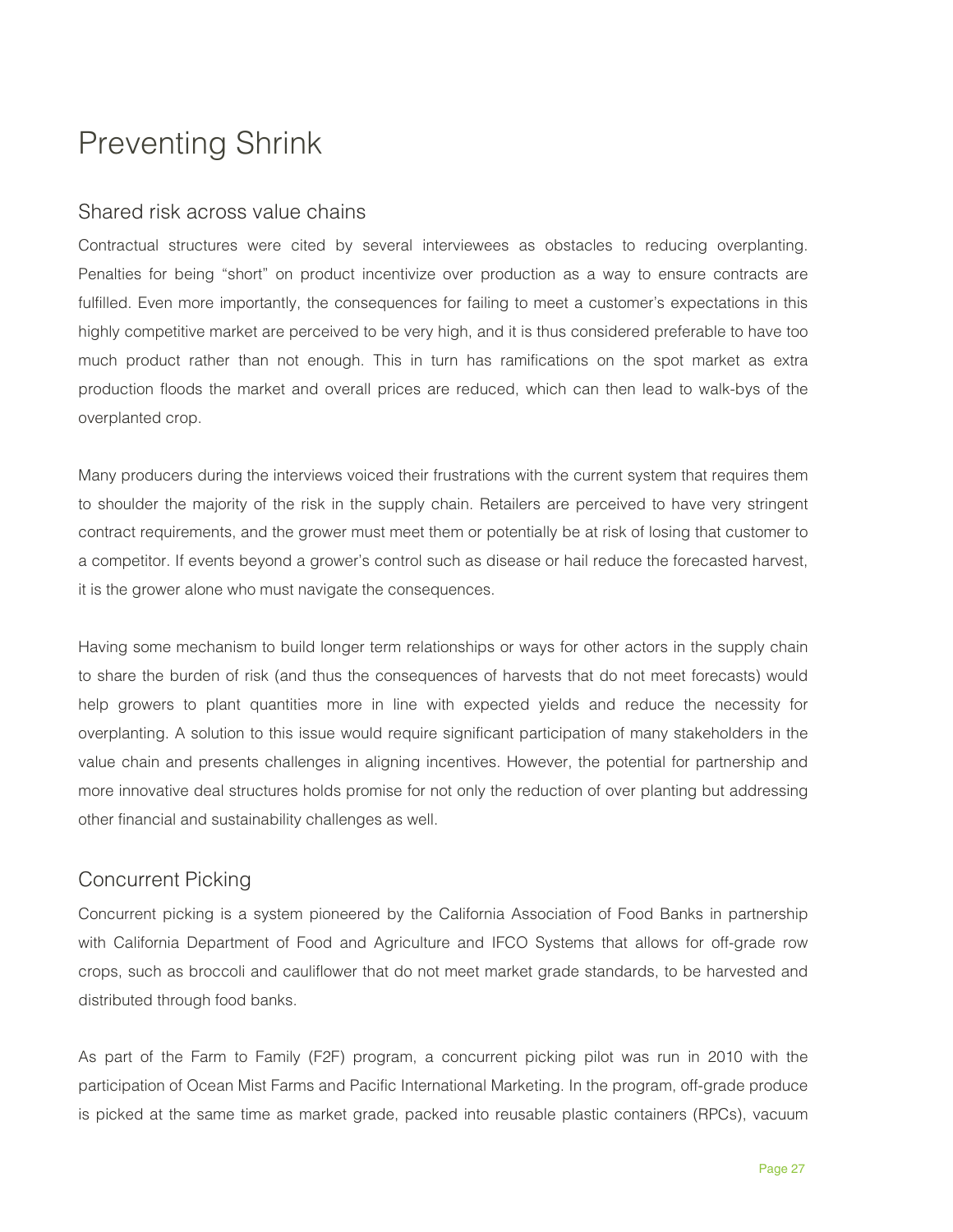# Preventing Shrink

## Shared risk across value chains

Contractual structures were cited by several interviewees as obstacles to reducing overplanting. Penalties for being "short" on product incentivize over production as a way to ensure contracts are fulfilled. Even more importantly, the consequences for failing to meet a customer's expectations in this highly competitive market are perceived to be very high, and it is thus considered preferable to have too much product rather than not enough. This in turn has ramifications on the spot market as extra production floods the market and overall prices are reduced, which can then lead to walk-bys of the overplanted crop.

Many producers during the interviews voiced their frustrations with the current system that requires them to shoulder the majority of the risk in the supply chain. Retailers are perceived to have very stringent contract requirements, and the grower must meet them or potentially be at risk of losing that customer to a competitor. If events beyond a grower's control such as disease or hail reduce the forecasted harvest, it is the grower alone who must navigate the consequences.

Having some mechanism to build longer term relationships or ways for other actors in the supply chain to share the burden of risk (and thus the consequences of harvests that do not meet forecasts) would help growers to plant quantities more in line with expected yields and reduce the necessity for overplanting. A solution to this issue would require significant participation of many stakeholders in the value chain and presents challenges in aligning incentives. However, the potential for partnership and more innovative deal structures holds promise for not only the reduction of over planting but addressing other financial and sustainability challenges as well.

## Concurrent Picking

Concurrent picking is a system pioneered by the California Association of Food Banks in partnership with California Department of Food and Agriculture and IFCO Systems that allows for off-grade row crops, such as broccoli and cauliflower that do not meet market grade standards, to be harvested and distributed through food banks.

As part of the Farm to Family (F2F) program, a concurrent picking pilot was run in 2010 with the participation of Ocean Mist Farms and Pacific International Marketing. In the program, off-grade produce is picked at the same time as market grade, packed into reusable plastic containers (RPCs), vacuum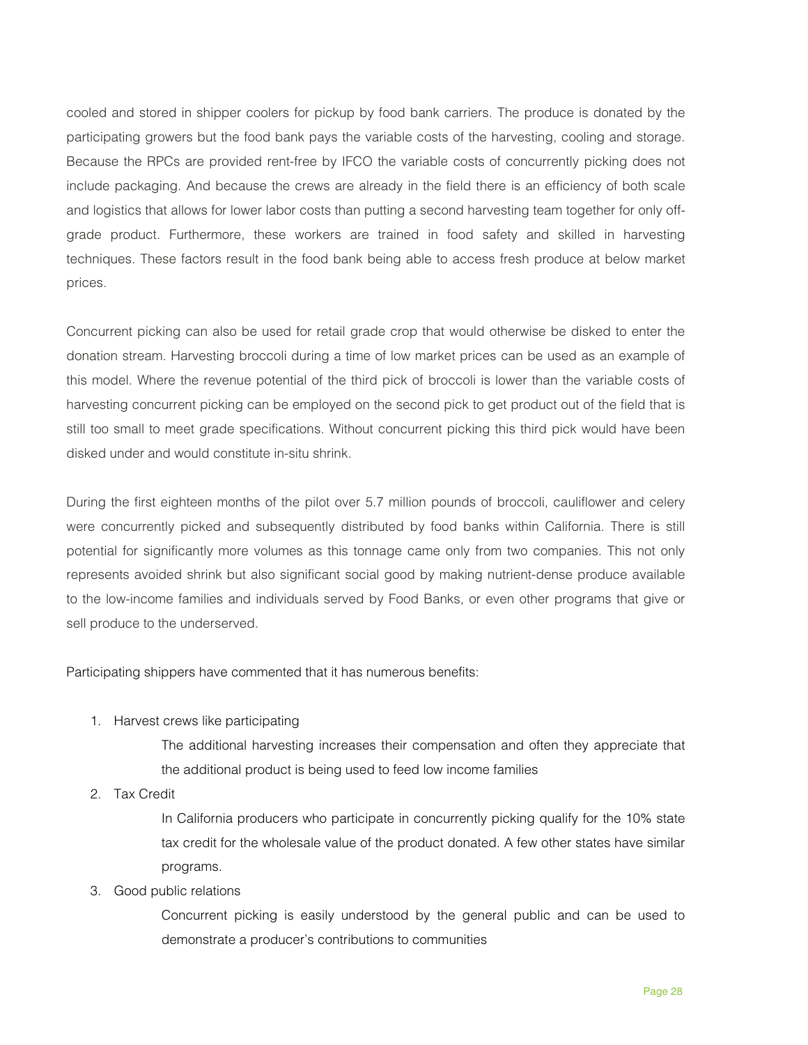cooled and stored in shipper coolers for pickup by food bank carriers. The produce is donated by the participating growers but the food bank pays the variable costs of the harvesting, cooling and storage. Because the RPCs are provided rent-free by IFCO the variable costs of concurrently picking does not include packaging. And because the crews are already in the field there is an efficiency of both scale and logistics that allows for lower labor costs than putting a second harvesting team together for only off-grade product. Furthermore, these workers are trained in food safety and skilled in harvesting techniques. These factors result in the food bank being able to access fresh produce at below market prices.

Concurrent picking can also be used for retail grade crop that would otherwise be disked to enter the donation stream. Harvesting broccoli during a time of low market prices can be used as an example of this model. Where the revenue potential of the third pick of broccoli is lower than the variable costs of harvesting concurrent picking can be employed on the second pick to get product out of the field that is still too small to meet grade specifications. Without concurrent picking this third pick would have been disked under and would constitute in-situ shrink.

During the first eighteen months of the pilot over 5.7 million pounds of broccoli, cauliflower and celery were concurrently picked and subsequently distributed by food banks within California. There is still potential for significantly more volumes as this tonnage came only from two companies. This not only represents avoided shrink but also significant social good by making nutrient-dense produce available to the low-income families and individuals served by Food Banks, or even other programs that give or sell produce to the underserved.

Participating shippers have commented that it has numerous benefits:

1. Harvest crews like participating

   The additional harvesting increases their compensation and often they appreciate that the additional product is being used to feed low income families

2. Tax Credit

   In California producers who participate in concurrently picking qualify for the 10% state tax credit for the wholesale value of the product donated. A few other states have similar programs.

3. Good public relations

   Concurrent picking is easily understood by the general public and can be used to demonstrate a producer's contributions to communities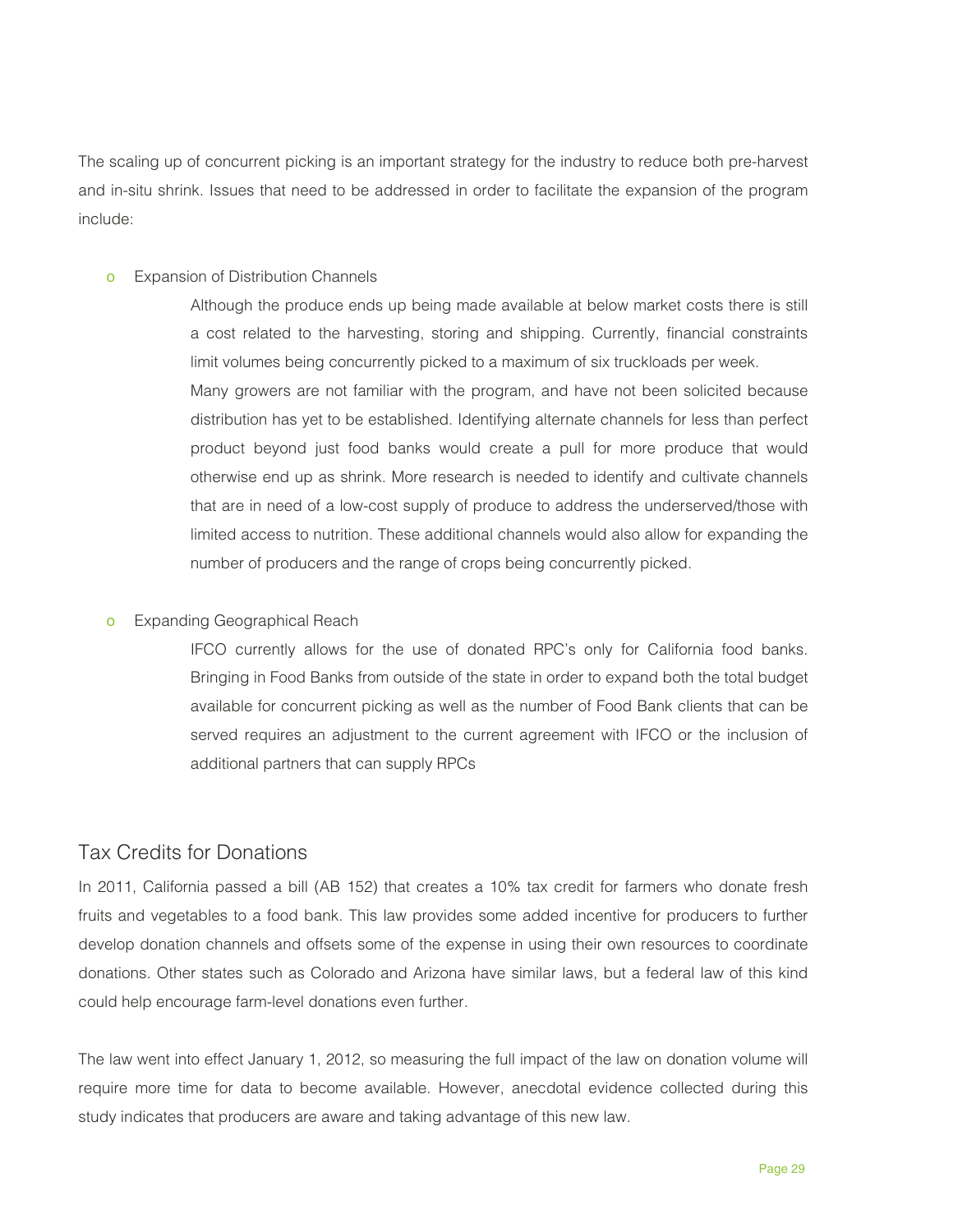The scaling up of concurrent picking is an important strategy for the industry to reduce both pre-harvest and in-situ shrink. Issues that need to be addressed in order to facilitate the expansion of the program include:

- Expansion of Distribution Channels

  Although the produce ends up being made available at below market costs there is still a cost related to the harvesting, storing and shipping. Currently, financial constraints limit volumes being concurrently picked to a maximum of six truckloads per week.

  Many growers are not familiar with the program, and have not been solicited because distribution has yet to be established. Identifying alternate channels for less than perfect product beyond just food banks would create a pull for more produce that would otherwise end up as shrink. More research is needed to identify and cultivate channels that are in need of a low-cost supply of produce to address the underserved/those with limited access to nutrition. These additional channels would also allow for expanding the number of producers and the range of crops being concurrently picked.

- Expanding Geographical Reach

  IFCO currently allows for the use of donated RPC's only for California food banks. Bringing in Food Banks from outside of the state in order to expand both the total budget available for concurrent picking as well as the number of Food Bank clients that can be served requires an adjustment to the current agreement with IFCO or the inclusion of additional partners that can supply RPCs

## Tax Credits for Donations

In 2011, California passed a bill (AB 152) that creates a 10% tax credit for farmers who donate fresh fruits and vegetables to a food bank. This law provides some added incentive for producers to further develop donation channels and offsets some of the expense in using their own resources to coordinate donations. Other states such as Colorado and Arizona have similar laws, but a federal law of this kind could help encourage farm-level donations even further.

The law went into effect January 1, 2012, so measuring the full impact of the law on donation volume will require more time for data to become available. However, anecdotal evidence collected during this study indicates that producers are aware and taking advantage of this new law.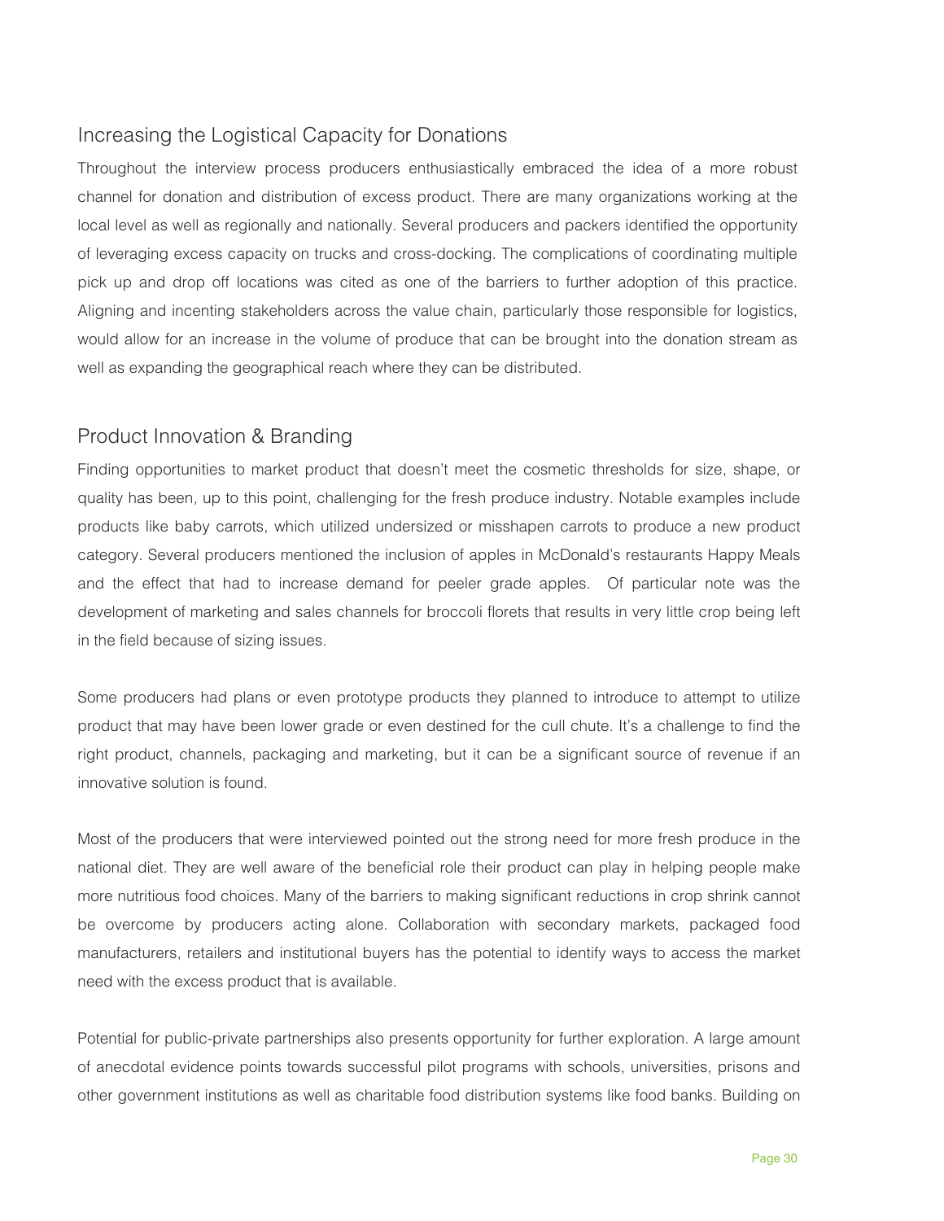## Increasing the Logistical Capacity for Donations

Throughout the interview process producers enthusiastically embraced the idea of a more robust channel for donation and distribution of excess product. There are many organizations working at the local level as well as regionally and nationally. Several producers and packers identified the opportunity of leveraging excess capacity on trucks and cross-docking. The complications of coordinating multiple pick up and drop off locations was cited as one of the barriers to further adoption of this practice. Aligning and incenting stakeholders across the value chain, particularly those responsible for logistics, would allow for an increase in the volume of produce that can be brought into the donation stream as well as expanding the geographical reach where they can be distributed.

## Product Innovation & Branding

Finding opportunities to market product that doesn't meet the cosmetic thresholds for size, shape, or quality has been, up to this point, challenging for the fresh produce industry. Notable examples include products like baby carrots, which utilized undersized or misshapen carrots to produce a new product category. Several producers mentioned the inclusion of apples in McDonald's restaurants Happy Meals and the effect that had to increase demand for peeler grade apples. Of particular note was the development of marketing and sales channels for broccoli florets that results in very little crop being left in the field because of sizing issues.

Some producers had plans or even prototype products they planned to introduce to attempt to utilize product that may have been lower grade or even destined for the cull chute. It's a challenge to find the right product, channels, packaging and marketing, but it can be a significant source of revenue if an innovative solution is found.

Most of the producers that were interviewed pointed out the strong need for more fresh produce in the national diet. They are well aware of the beneficial role their product can play in helping people make more nutritious food choices. Many of the barriers to making significant reductions in crop shrink cannot be overcome by producers acting alone. Collaboration with secondary markets, packaged food manufacturers, retailers and institutional buyers has the potential to identify ways to access the market need with the excess product that is available.

Potential for public-private partnerships also presents opportunity for further exploration. A large amount of anecdotal evidence points towards successful pilot programs with schools, universities, prisons and other government institutions as well as charitable food distribution systems like food banks. Building on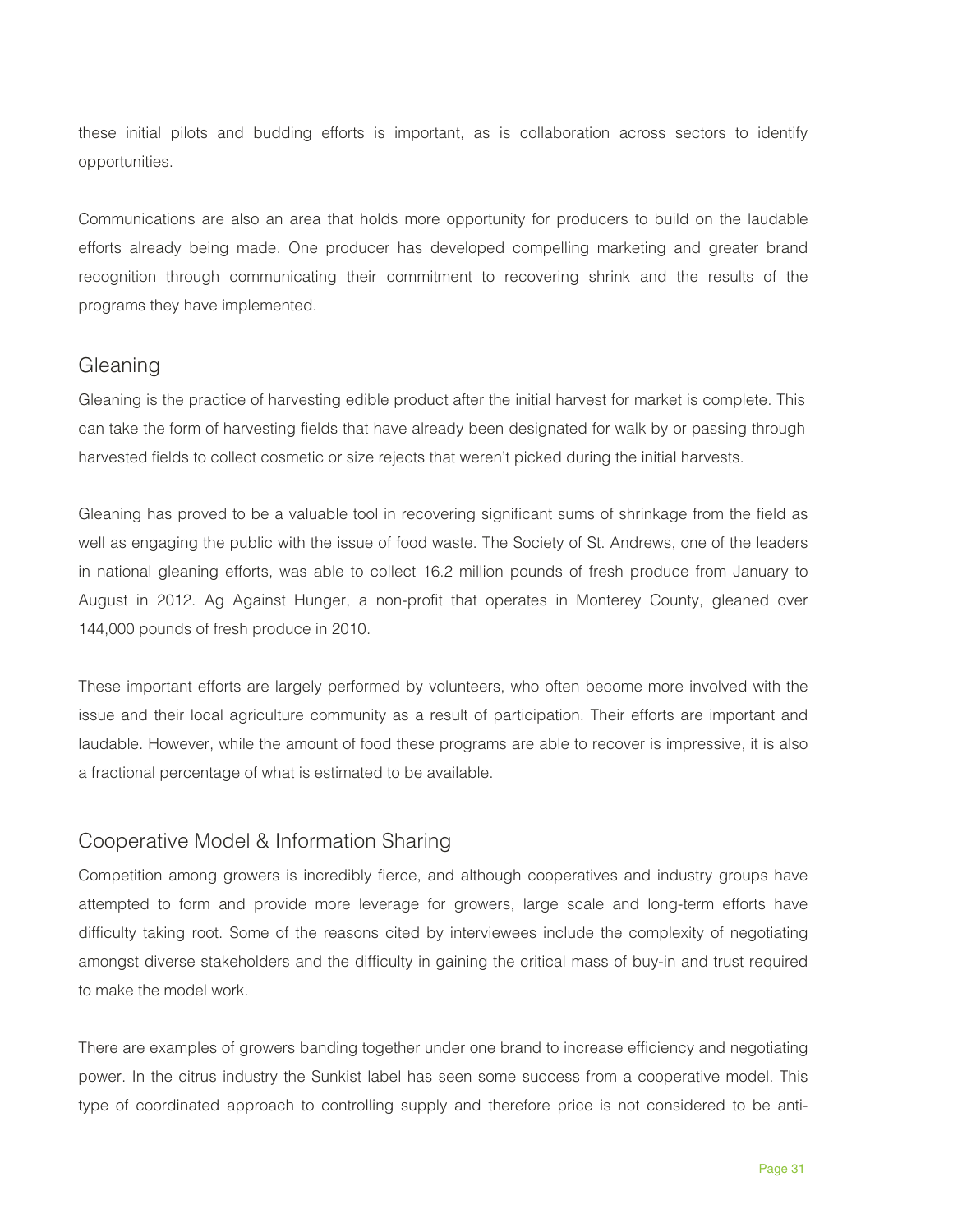these initial pilots and budding efforts is important, as is collaboration across sectors to identify opportunities.

Communications are also an area that holds more opportunity for producers to build on the laudable efforts already being made. One producer has developed compelling marketing and greater brand recognition through communicating their commitment to recovering shrink and the results of the programs they have implemented.

## Gleaning

Gleaning is the practice of harvesting edible product after the initial harvest for market is complete. This can take the form of harvesting fields that have already been designated for walk by or passing through harvested fields to collect cosmetic or size rejects that weren't picked during the initial harvests.

Gleaning has proved to be a valuable tool in recovering significant sums of shrinkage from the field as well as engaging the public with the issue of food waste. The Society of St. Andrews, one of the leaders in national gleaning efforts, was able to collect 16.2 million pounds of fresh produce from January to August in 2012. Ag Against Hunger, a non-profit that operates in Monterey County, gleaned over 144,000 pounds of fresh produce in 2010.

These important efforts are largely performed by volunteers, who often become more involved with the issue and their local agriculture community as a result of participation. Their efforts are important and laudable. However, while the amount of food these programs are able to recover is impressive, it is also a fractional percentage of what is estimated to be available.

## Cooperative Model & Information Sharing

Competition among growers is incredibly fierce, and although cooperatives and industry groups have attempted to form and provide more leverage for growers, large scale and long-term efforts have difficulty taking root. Some of the reasons cited by interviewees include the complexity of negotiating amongst diverse stakeholders and the difficulty in gaining the critical mass of buy-in and trust required to make the model work.

There are examples of growers banding together under one brand to increase efficiency and negotiating power. In the citrus industry the Sunkist label has seen some success from a cooperative model. This type of coordinated approach to controlling supply and therefore price is not considered to be anti-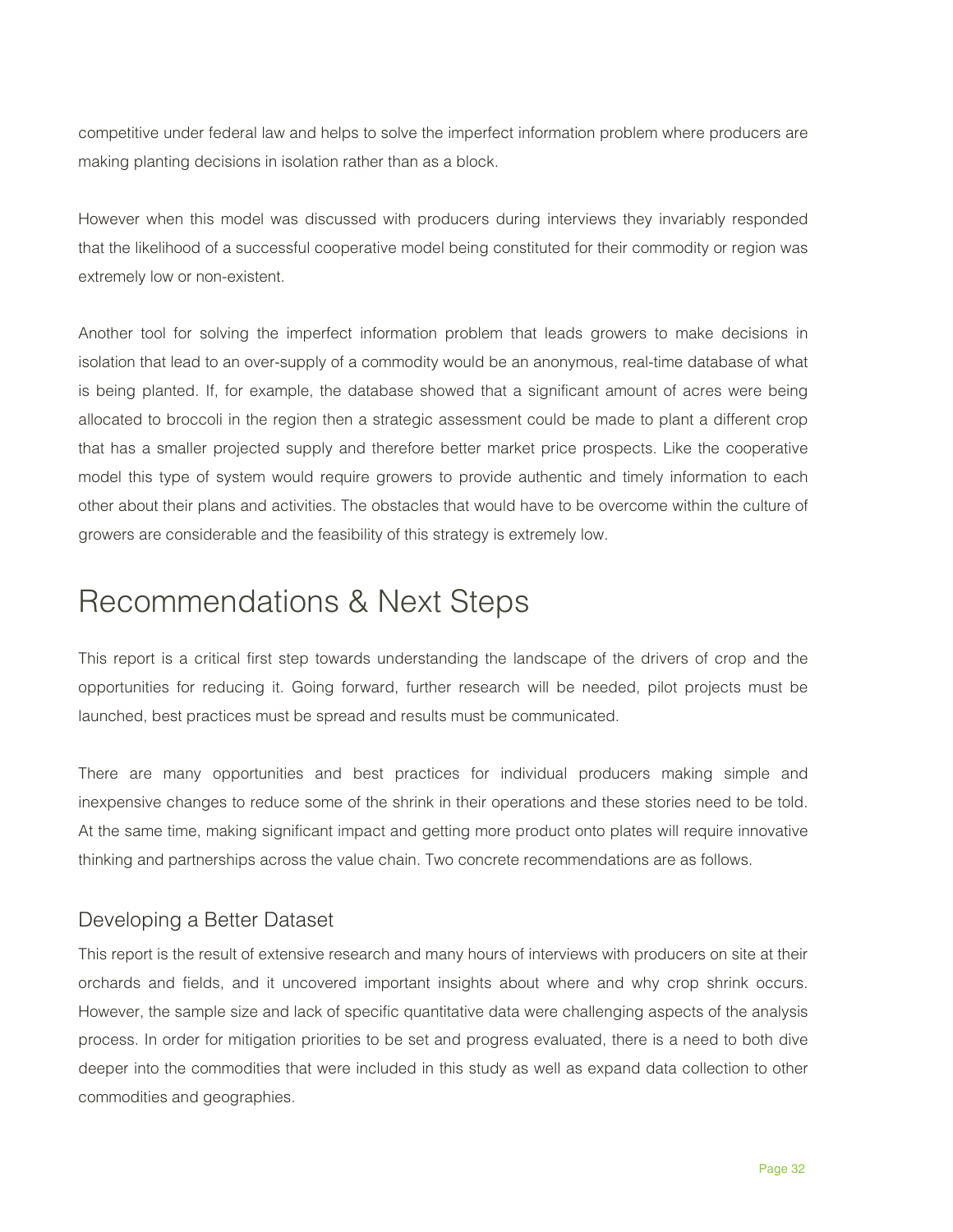competitive under federal law and helps to solve the imperfect information problem where producers are making planting decisions in isolation rather than as a block.

However when this model was discussed with producers during interviews they invariably responded that the likelihood of a successful cooperative model being constituted for their commodity or region was extremely low or non-existent.

Another tool for solving the imperfect information problem that leads growers to make decisions in isolation that lead to an over-supply of a commodity would be an anonymous, real-time database of what is being planted. If, for example, the database showed that a significant amount of acres were being allocated to broccoli in the region then a strategic assessment could be made to plant a different crop that has a smaller projected supply and therefore better market price prospects. Like the cooperative model this type of system would require growers to provide authentic and timely information to each other about their plans and activities. The obstacles that would have to be overcome within the culture of growers are considerable and the feasibility of this strategy is extremely low.

# Recommendations & Next Steps

This report is a critical first step towards understanding the landscape of the drivers of crop and the opportunities for reducing it. Going forward, further research will be needed, pilot projects must be launched, best practices must be spread and results must be communicated.

There are many opportunities and best practices for individual producers making simple and inexpensive changes to reduce some of the shrink in their operations and these stories need to be told. At the same time, making significant impact and getting more product onto plates will require innovative thinking and partnerships across the value chain. Two concrete recommendations are as follows.

## Developing a Better Dataset

This report is the result of extensive research and many hours of interviews with producers on site at their orchards and fields, and it uncovered important insights about where and why crop shrink occurs. However, the sample size and lack of specific quantitative data were challenging aspects of the analysis process. In order for mitigation priorities to be set and progress evaluated, there is a need to both dive deeper into the commodities that were included in this study as well as expand data collection to other commodities and geographies.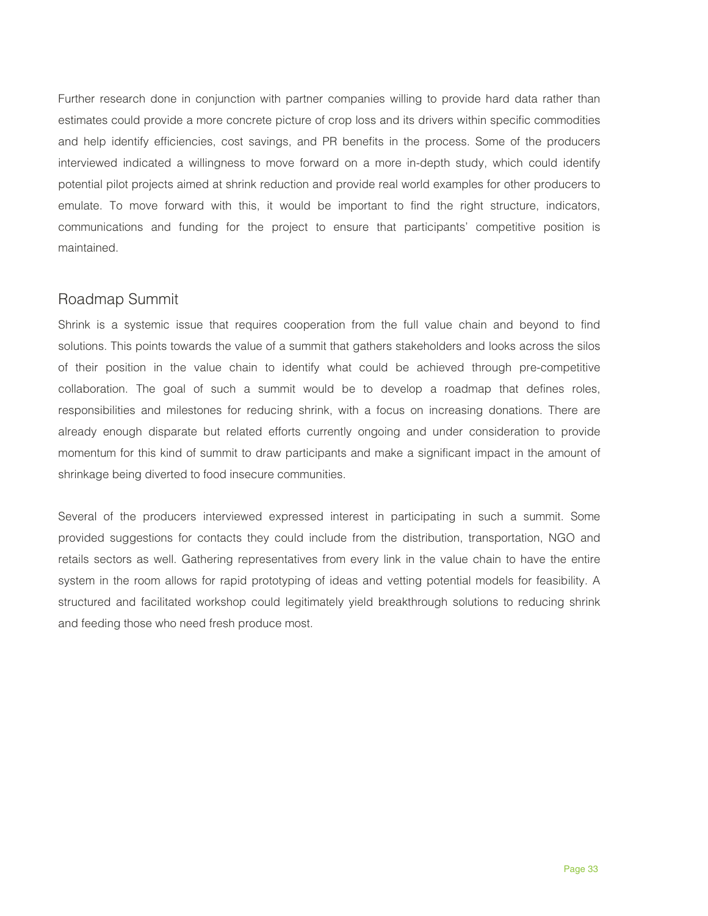Further research done in conjunction with partner companies willing to provide hard data rather than estimates could provide a more concrete picture of crop loss and its drivers within specific commodities and help identify efficiencies, cost savings, and PR benefits in the process. Some of the producers interviewed indicated a willingness to move forward on a more in-depth study, which could identify potential pilot projects aimed at shrink reduction and provide real world examples for other producers to emulate. To move forward with this, it would be important to find the right structure, indicators, communications and funding for the project to ensure that participants' competitive position is maintained.

## Roadmap Summit

Shrink is a systemic issue that requires cooperation from the full value chain and beyond to find solutions. This points towards the value of a summit that gathers stakeholders and looks across the silos of their position in the value chain to identify what could be achieved through pre-competitive collaboration. The goal of such a summit would be to develop a roadmap that defines roles, responsibilities and milestones for reducing shrink, with a focus on increasing donations. There are already enough disparate but related efforts currently ongoing and under consideration to provide momentum for this kind of summit to draw participants and make a significant impact in the amount of shrinkage being diverted to food insecure communities.

Several of the producers interviewed expressed interest in participating in such a summit. Some provided suggestions for contacts they could include from the distribution, transportation, NGO and retails sectors as well. Gathering representatives from every link in the value chain to have the entire system in the room allows for rapid prototyping of ideas and vetting potential models for feasibility. A structured and facilitated workshop could legitimately yield breakthrough solutions to reducing shrink and feeding those who need fresh produce most.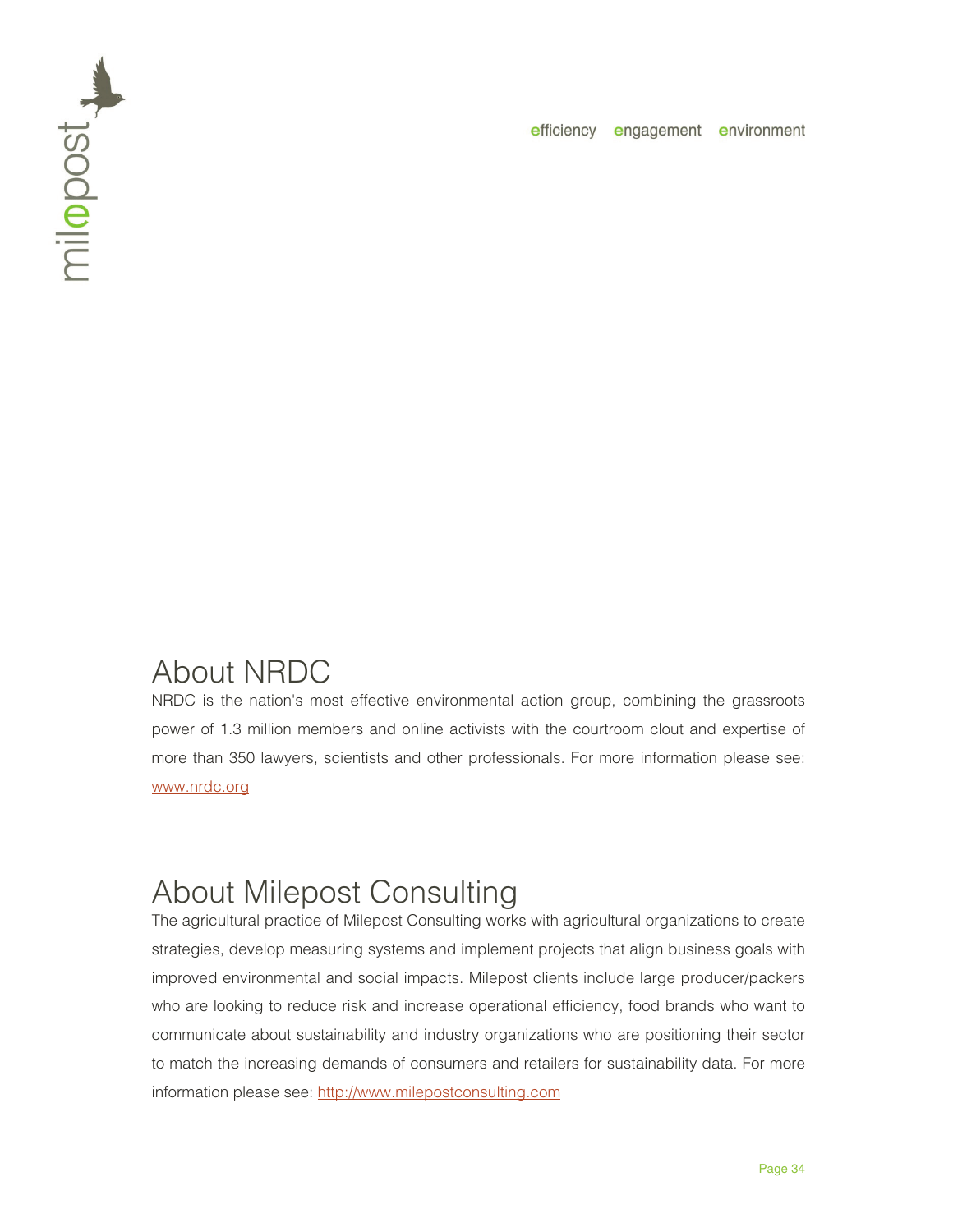## About NRDC

NRDC is the nation's most effective environmental action group, combining the grassroots power of 1.3 million members and online activists with the courtroom clout and expertise of more than 350 lawyers, scientists and other professionals. For more information please see: www.nrdc.org

## About Milepost Consulting

The agricultural practice of Milepost Consulting works with agricultural organizations to create strategies, develop measuring systems and implement projects that align business goals with improved environmental and social impacts. Milepost clients include large producer/packers who are looking to reduce risk and increase operational efficiency, food brands who want to communicate about sustainability and industry organizations who are positioning their sector to match the increasing demands of consumers and retailers for sustainability data. For more information please see: http://www.milepostconsulting.com